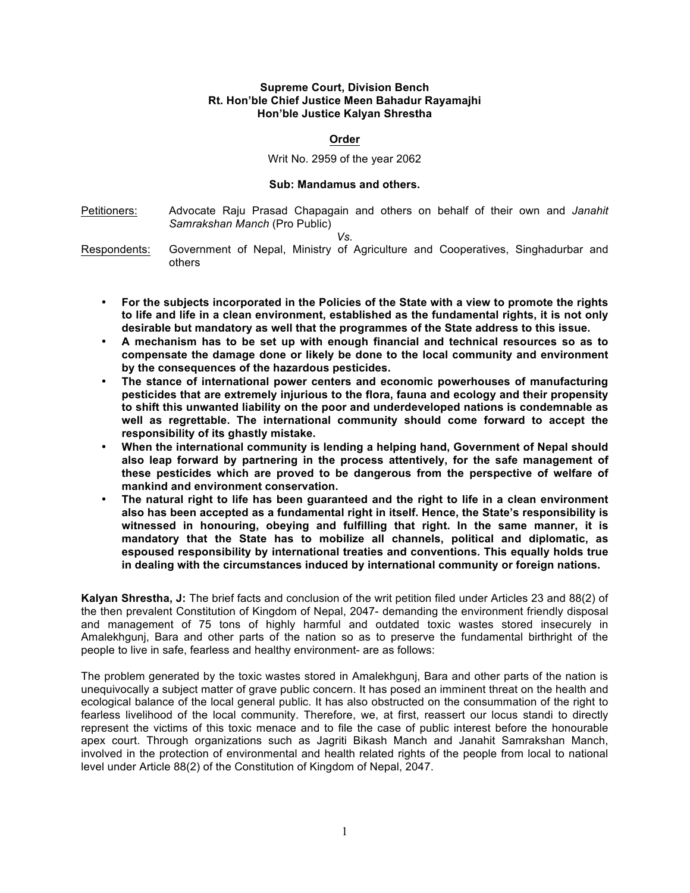**Supreme Court, Division Bench**
**Rt. Hon'ble Chief Justice Meen Bahadur Rayamajhi**
**Hon'ble Justice Kalyan Shrestha**

## Order

Writ No. 2959 of the year 2062

**Sub: Mandamus and others.**

Petitioners: Advocate Raju Prasad Chapagain and others on behalf of their own and *Janahit Samrakshan Manch* (Pro Public)

*Vs.*

Respondents: Government of Nepal, Ministry of Agriculture and Cooperatives, Singhadurbar and others

- **For the subjects incorporated in the Policies of the State with a view to promote the rights to life and life in a clean environment, established as the fundamental rights, it is not only desirable but mandatory as well that the programmes of the State address to this issue.**
- **A mechanism has to be set up with enough financial and technical resources so as to compensate the damage done or likely be done to the local community and environment by the consequences of the hazardous pesticides.**
- **The stance of international power centers and economic powerhouses of manufacturing pesticides that are extremely injurious to the flora, fauna and ecology and their propensity to shift this unwanted liability on the poor and underdeveloped nations is condemnable as well as regrettable. The international community should come forward to accept the responsibility of its ghastly mistake.**
- **When the international community is lending a helping hand, Government of Nepal should also leap forward by partnering in the process attentively, for the safe management of these pesticides which are proved to be dangerous from the perspective of welfare of mankind and environment conservation.**
- **The natural right to life has been guaranteed and the right to life in a clean environment also has been accepted as a fundamental right in itself. Hence, the State's responsibility is witnessed in honouring, obeying and fulfilling that right. In the same manner, it is mandatory that the State has to mobilize all channels, political and diplomatic, as espoused responsibility by international treaties and conventions. This equally holds true in dealing with the circumstances induced by international community or foreign nations.**

**Kalyan Shrestha, J:** The brief facts and conclusion of the writ petition filed under Articles 23 and 88(2) of the then prevalent Constitution of Kingdom of Nepal, 2047- demanding the environment friendly disposal and management of 75 tons of highly harmful and outdated toxic wastes stored insecurely in Amalekhgunj, Bara and other parts of the nation so as to preserve the fundamental birthright of the people to live in safe, fearless and healthy environment- are as follows:

The problem generated by the toxic wastes stored in Amalekhgunj, Bara and other parts of the nation is unequivocally a subject matter of grave public concern. It has posed an imminent threat on the health and ecological balance of the local general public. It has also obstructed on the consummation of the right to fearless livelihood of the local community. Therefore, we, at first, reassert our locus standi to directly represent the victims of this toxic menace and to file the case of public interest before the honourable apex court. Through organizations such as Jagriti Bikash Manch and Janahit Samrakshan Manch, involved in the protection of environmental and health related rights of the people from local to national level under Article 88(2) of the Constitution of Kingdom of Nepal, 2047.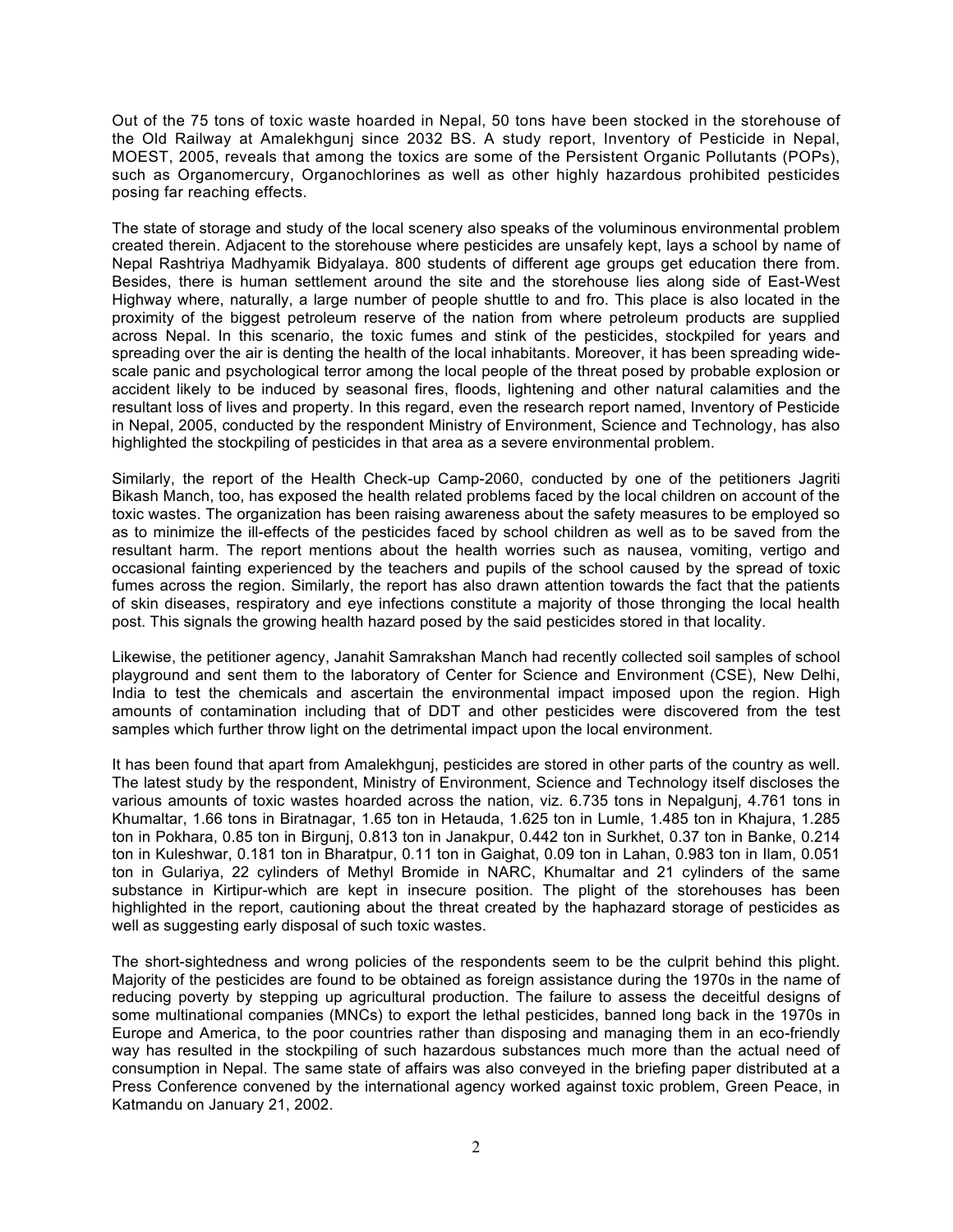Out of the 75 tons of toxic waste hoarded in Nepal, 50 tons have been stocked in the storehouse of the Old Railway at Amalekhgunj since 2032 BS. A study report, Inventory of Pesticide in Nepal, MOEST, 2005, reveals that among the toxics are some of the Persistent Organic Pollutants (POPs), such as Organomercury, Organochlorines as well as other highly hazardous prohibited pesticides posing far reaching effects.

The state of storage and study of the local scenery also speaks of the voluminous environmental problem created therein. Adjacent to the storehouse where pesticides are unsafely kept, lays a school by name of Nepal Rashtriya Madhyamik Bidyalaya. 800 students of different age groups get education there from. Besides, there is human settlement around the site and the storehouse lies along side of East-West Highway where, naturally, a large number of people shuttle to and fro. This place is also located in the proximity of the biggest petroleum reserve of the nation from where petroleum products are supplied across Nepal. In this scenario, the toxic fumes and stink of the pesticides, stockpiled for years and spreading over the air is denting the health of the local inhabitants. Moreover, it has been spreading wide-scale panic and psychological terror among the local people of the threat posed by probable explosion or accident likely to be induced by seasonal fires, floods, lightening and other natural calamities and the resultant loss of lives and property. In this regard, even the research report named, Inventory of Pesticide in Nepal, 2005, conducted by the respondent Ministry of Environment, Science and Technology, has also highlighted the stockpiling of pesticides in that area as a severe environmental problem.

Similarly, the report of the Health Check-up Camp-2060, conducted by one of the petitioners Jagriti Bikash Manch, too, has exposed the health related problems faced by the local children on account of the toxic wastes. The organization has been raising awareness about the safety measures to be employed so as to minimize the ill-effects of the pesticides faced by school children as well as to be saved from the resultant harm. The report mentions about the health worries such as nausea, vomiting, vertigo and occasional fainting experienced by the teachers and pupils of the school caused by the spread of toxic fumes across the region. Similarly, the report has also drawn attention towards the fact that the patients of skin diseases, respiratory and eye infections constitute a majority of those thronging the local health post. This signals the growing health hazard posed by the said pesticides stored in that locality.

Likewise, the petitioner agency, Janahit Samrakshan Manch had recently collected soil samples of school playground and sent them to the laboratory of Center for Science and Environment (CSE), New Delhi, India to test the chemicals and ascertain the environmental impact imposed upon the region. High amounts of contamination including that of DDT and other pesticides were discovered from the test samples which further throw light on the detrimental impact upon the local environment.

It has been found that apart from Amalekhgunj, pesticides are stored in other parts of the country as well. The latest study by the respondent, Ministry of Environment, Science and Technology itself discloses the various amounts of toxic wastes hoarded across the nation, viz. 6.735 tons in Nepalgunj, 4.761 tons in Khumaltar, 1.66 tons in Biratnagar, 1.65 ton in Hetauda, 1.625 ton in Lumle, 1.485 ton in Khajura, 1.285 ton in Pokhara, 0.85 ton in Birgunj, 0.813 ton in Janakpur, 0.442 ton in Surkhet, 0.37 ton in Banke, 0.214 ton in Kuleshwar, 0.181 ton in Bharatpur, 0.11 ton in Gaighat, 0.09 ton in Lahan, 0.983 ton in Ilam, 0.051 ton in Gulariya, 22 cylinders of Methyl Bromide in NARC, Khumaltar and 21 cylinders of the same substance in Kirtipur-which are kept in insecure position. The plight of the storehouses has been highlighted in the report, cautioning about the threat created by the haphazard storage of pesticides as well as suggesting early disposal of such toxic wastes.

The short-sightedness and wrong policies of the respondents seem to be the culprit behind this plight. Majority of the pesticides are found to be obtained as foreign assistance during the 1970s in the name of reducing poverty by stepping up agricultural production. The failure to assess the deceitful designs of some multinational companies (MNCs) to export the lethal pesticides, banned long back in the 1970s in Europe and America, to the poor countries rather than disposing and managing them in an eco-friendly way has resulted in the stockpiling of such hazardous substances much more than the actual need of consumption in Nepal. The same state of affairs was also conveyed in the briefing paper distributed at a Press Conference convened by the international agency worked against toxic problem, Green Peace, in Katmandu on January 21, 2002.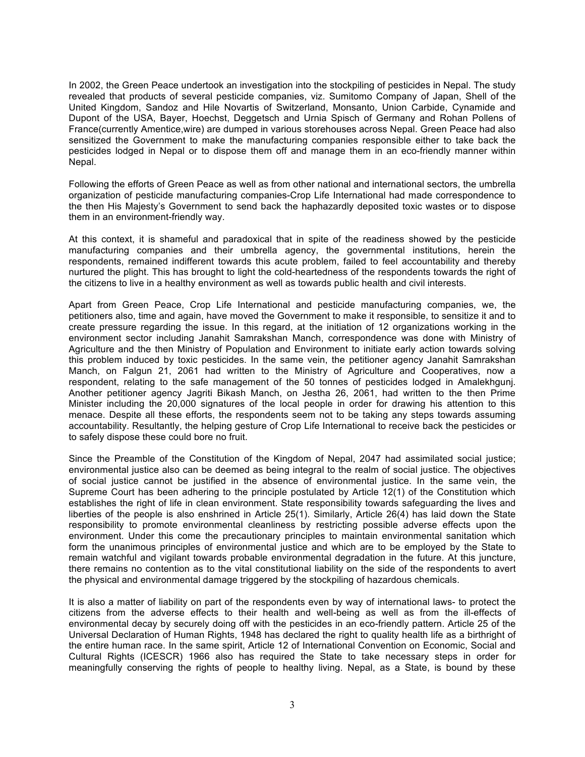In 2002, the Green Peace undertook an investigation into the stockpiling of pesticides in Nepal. The study revealed that products of several pesticide companies, viz. Sumitomo Company of Japan, Shell of the United Kingdom, Sandoz and Hile Novartis of Switzerland, Monsanto, Union Carbide, Cynamide and Dupont of the USA, Bayer, Hoechst, Deggetsch and Urnia Spisch of Germany and Rohan Pollens of France(currently Amentice,wire) are dumped in various storehouses across Nepal. Green Peace had also sensitized the Government to make the manufacturing companies responsible either to take back the pesticides lodged in Nepal or to dispose them off and manage them in an eco-friendly manner within Nepal.

Following the efforts of Green Peace as well as from other national and international sectors, the umbrella organization of pesticide manufacturing companies-Crop Life International had made correspondence to the then His Majesty's Government to send back the haphazardly deposited toxic wastes or to dispose them in an environment-friendly way.

At this context, it is shameful and paradoxical that in spite of the readiness showed by the pesticide manufacturing companies and their umbrella agency, the governmental institutions, herein the respondents, remained indifferent towards this acute problem, failed to feel accountability and thereby nurtured the plight. This has brought to light the cold-heartedness of the respondents towards the right of the citizens to live in a healthy environment as well as towards public health and civil interests.

Apart from Green Peace, Crop Life International and pesticide manufacturing companies, we, the petitioners also, time and again, have moved the Government to make it responsible, to sensitize it and to create pressure regarding the issue. In this regard, at the initiation of 12 organizations working in the environment sector including Janahit Samrakshan Manch, correspondence was done with Ministry of Agriculture and the then Ministry of Population and Environment to initiate early action towards solving this problem induced by toxic pesticides. In the same vein, the petitioner agency Janahit Samrakshan Manch, on Falgun 21, 2061 had written to the Ministry of Agriculture and Cooperatives, now a respondent, relating to the safe management of the 50 tonnes of pesticides lodged in Amalekhgunj. Another petitioner agency Jagriti Bikash Manch, on Jestha 26, 2061, had written to the then Prime Minister including the 20,000 signatures of the local people in order for drawing his attention to this menace. Despite all these efforts, the respondents seem not to be taking any steps towards assuming accountability. Resultantly, the helping gesture of Crop Life International to receive back the pesticides or to safely dispose these could bore no fruit.

Since the Preamble of the Constitution of the Kingdom of Nepal, 2047 had assimilated social justice; environmental justice also can be deemed as being integral to the realm of social justice. The objectives of social justice cannot be justified in the absence of environmental justice. In the same vein, the Supreme Court has been adhering to the principle postulated by Article 12(1) of the Constitution which establishes the right of life in clean environment. State responsibility towards safeguarding the lives and liberties of the people is also enshrined in Article 25(1). Similarly, Article 26(4) has laid down the State responsibility to promote environmental cleanliness by restricting possible adverse effects upon the environment. Under this come the precautionary principles to maintain environmental sanitation which form the unanimous principles of environmental justice and which are to be employed by the State to remain watchful and vigilant towards probable environmental degradation in the future. At this juncture, there remains no contention as to the vital constitutional liability on the side of the respondents to avert the physical and environmental damage triggered by the stockpiling of hazardous chemicals.

It is also a matter of liability on part of the respondents even by way of international laws- to protect the citizens from the adverse effects to their health and well-being as well as from the ill-effects of environmental decay by securely doing off with the pesticides in an eco-friendly pattern. Article 25 of the Universal Declaration of Human Rights, 1948 has declared the right to quality health life as a birthright of the entire human race. In the same spirit, Article 12 of International Convention on Economic, Social and Cultural Rights (ICESCR) 1966 also has required the State to take necessary steps in order for meaningfully conserving the rights of people to healthy living. Nepal, as a State, is bound by these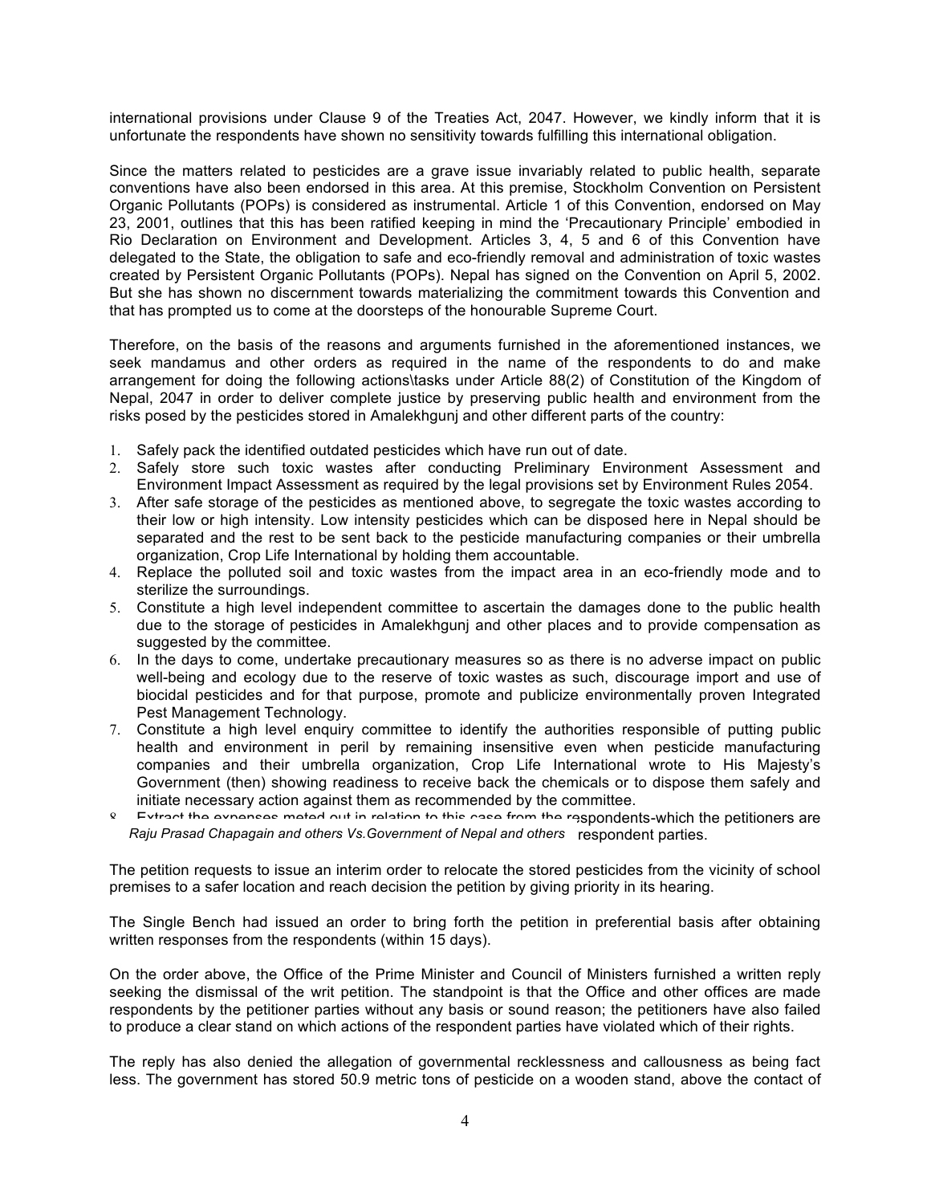international provisions under Clause 9 of the Treaties Act, 2047. However, we kindly inform that it is unfortunate the respondents have shown no sensitivity towards fulfilling this international obligation.

Since the matters related to pesticides are a grave issue invariably related to public health, separate conventions have also been endorsed in this area. At this premise, Stockholm Convention on Persistent Organic Pollutants (POPs) is considered as instrumental. Article 1 of this Convention, endorsed on May 23, 2001, outlines that this has been ratified keeping in mind the 'Precautionary Principle' embodied in Rio Declaration on Environment and Development. Articles 3, 4, 5 and 6 of this Convention have delegated to the State, the obligation to safe and eco-friendly removal and administration of toxic wastes created by Persistent Organic Pollutants (POPs). Nepal has signed on the Convention on April 5, 2002. But she has shown no discernment towards materializing the commitment towards this Convention and that has prompted us to come at the doorsteps of the honourable Supreme Court.

Therefore, on the basis of the reasons and arguments furnished in the aforementioned instances, we seek mandamus and other orders as required in the name of the respondents to do and make arrangement for doing the following actions\tasks under Article 88(2) of Constitution of the Kingdom of Nepal, 2047 in order to deliver complete justice by preserving public health and environment from the risks posed by the pesticides stored in Amalekhgunj and other different parts of the country:

1. Safely pack the identified outdated pesticides which have run out of date.
2. Safely store such toxic wastes after conducting Preliminary Environment Assessment and Environment Impact Assessment as required by the legal provisions set by Environment Rules 2054.
3. After safe storage of the pesticides as mentioned above, to segregate the toxic wastes according to their low or high intensity. Low intensity pesticides which can be disposed here in Nepal should be separated and the rest to be sent back to the pesticide manufacturing companies or their umbrella organization, Crop Life International by holding them accountable.
4. Replace the polluted soil and toxic wastes from the impact area in an eco-friendly mode and to sterilize the surroundings.
5. Constitute a high level independent committee to ascertain the damages done to the public health due to the storage of pesticides in Amalekhgunj and other places and to provide compensation as suggested by the committee.
6. In the days to come, undertake precautionary measures so as there is no adverse impact on public well-being and ecology due to the reserve of toxic wastes as such, discourage import and use of biocidal pesticides and for that purpose, promote and publicize environmentally proven Integrated Pest Management Technology.
7. Constitute a high level enquiry committee to identify the authorities responsible of putting public health and environment in peril by remaining insensitive even when pesticide manufacturing companies and their umbrella organization, Crop Life International wrote to His Majesty's Government (then) showing readiness to receive back the chemicals or to dispose them safely and initiate necessary action against them as recommended by the committee.
8. Extract the expenses meted out in relation to this case from the respondents-which the petitioners are respondent parties.

The petition requests to issue an interim order to relocate the stored pesticides from the vicinity of school premises to a safer location and reach decision the petition by giving priority in its hearing.

The Single Bench had issued an order to bring forth the petition in preferential basis after obtaining written responses from the respondents (within 15 days).

On the order above, the Office of the Prime Minister and Council of Ministers furnished a written reply seeking the dismissal of the writ petition. The standpoint is that the Office and other offices are made respondents by the petitioner parties without any basis or sound reason; the petitioners have also failed to produce a clear stand on which actions of the respondent parties have violated which of their rights.

The reply has also denied the allegation of governmental recklessness and callousness as being fact less. The government has stored 50.9 metric tons of pesticide on a wooden stand, above the contact of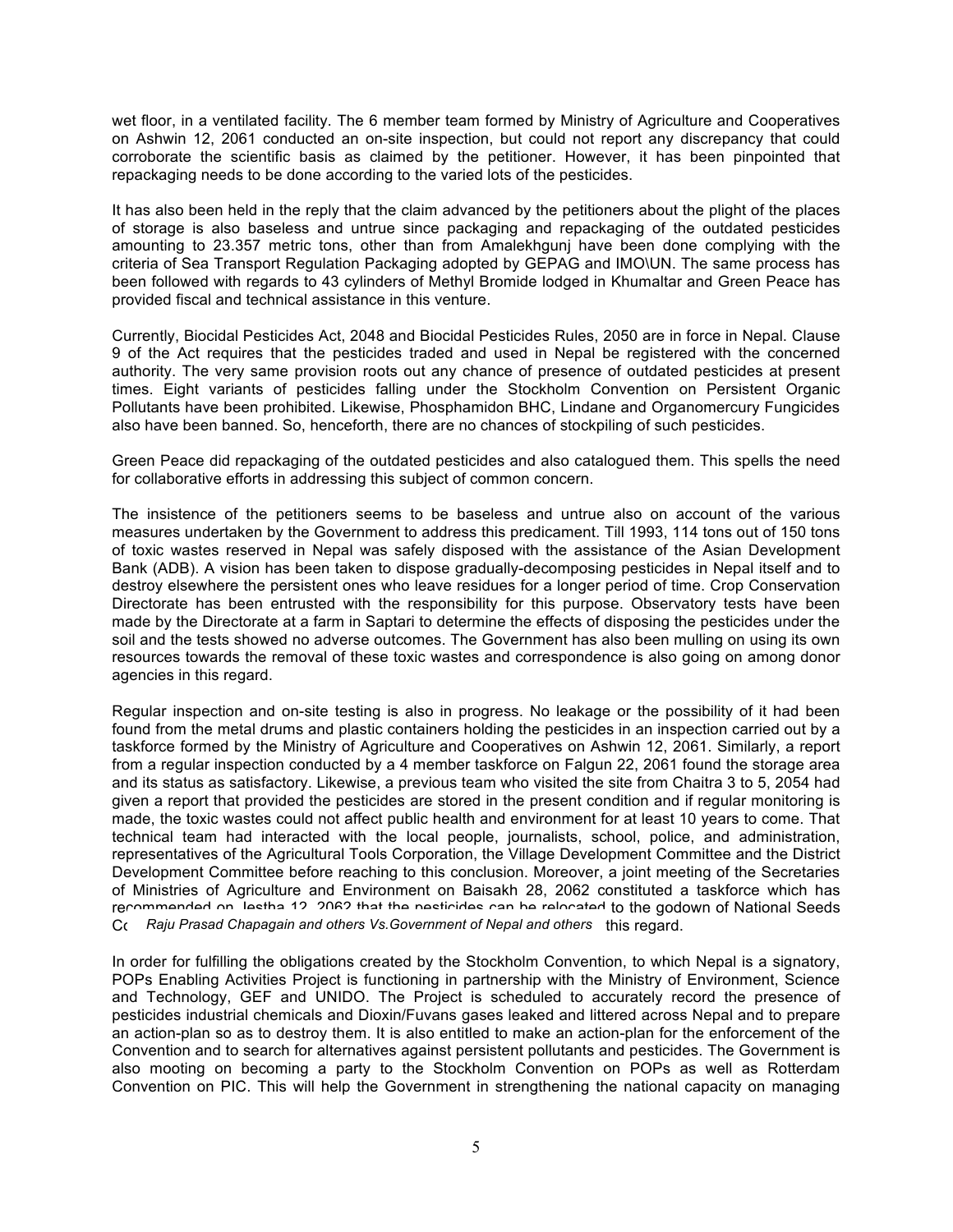wet floor, in a ventilated facility. The 6 member team formed by Ministry of Agriculture and Cooperatives on Ashwin 12, 2061 conducted an on-site inspection, but could not report any discrepancy that could corroborate the scientific basis as claimed by the petitioner. However, it has been pinpointed that repackaging needs to be done according to the varied lots of the pesticides.

It has also been held in the reply that the claim advanced by the petitioners about the plight of the places of storage is also baseless and untrue since packaging and repackaging of the outdated pesticides amounting to 23.357 metric tons, other than from Amalekhgunj have been done complying with the criteria of Sea Transport Regulation Packaging adopted by GEPAG and IMO\UN. The same process has been followed with regards to 43 cylinders of Methyl Bromide lodged in Khumaltar and Green Peace has provided fiscal and technical assistance in this venture.

Currently, Biocidal Pesticides Act, 2048 and Biocidal Pesticides Rules, 2050 are in force in Nepal. Clause 9 of the Act requires that the pesticides traded and used in Nepal be registered with the concerned authority. The very same provision roots out any chance of presence of outdated pesticides at present times. Eight variants of pesticides falling under the Stockholm Convention on Persistent Organic Pollutants have been prohibited. Likewise, Phosphamidon BHC, Lindane and Organomercury Fungicides also have been banned. So, henceforth, there are no chances of stockpiling of such pesticides.

Green Peace did repackaging of the outdated pesticides and also catalogued them. This spells the need for collaborative efforts in addressing this subject of common concern.

The insistence of the petitioners seems to be baseless and untrue also on account of the various measures undertaken by the Government to address this predicament. Till 1993, 114 tons out of 150 tons of toxic wastes reserved in Nepal was safely disposed with the assistance of the Asian Development Bank (ADB). A vision has been taken to dispose gradually-decomposing pesticides in Nepal itself and to destroy elsewhere the persistent ones who leave residues for a longer period of time. Crop Conservation Directorate has been entrusted with the responsibility for this purpose. Observatory tests have been made by the Directorate at a farm in Saptari to determine the effects of disposing the pesticides under the soil and the tests showed no adverse outcomes. The Government has also been mulling on using its own resources towards the removal of these toxic wastes and correspondence is also going on among donor agencies in this regard.

Regular inspection and on-site testing is also in progress. No leakage or the possibility of it had been found from the metal drums and plastic containers holding the pesticides in an inspection carried out by a taskforce formed by the Ministry of Agriculture and Cooperatives on Ashwin 12, 2061. Similarly, a report from a regular inspection conducted by a 4 member taskforce on Falgun 22, 2061 found the storage area and its status as satisfactory. Likewise, a previous team who visited the site from Chaitra 3 to 5, 2054 had given a report that provided the pesticides are stored in the present condition and if regular monitoring is made, the toxic wastes could not affect public health and environment for at least 10 years to come. That technical team had interacted with the local people, journalists, school, police, and administration, representatives of the Agricultural Tools Corporation, the Village Development Committee and the District Development Committee before reaching to this conclusion. Moreover, a joint meeting of the Secretaries of Ministries of Agriculture and Environment on Baisakh 28, 2062 constituted a taskforce which has recommended on Jestha 12, 2062 that the pesticides can be relocated to the godown of National Seeds Co... this regard.

In order for fulfilling the obligations created by the Stockholm Convention, to which Nepal is a signatory, POPs Enabling Activities Project is functioning in partnership with the Ministry of Environment, Science and Technology, GEF and UNIDO. The Project is scheduled to accurately record the presence of pesticides industrial chemicals and Dioxin/Fuvans gases leaked and littered across Nepal and to prepare an action-plan so as to destroy them. It is also entitled to make an action-plan for the enforcement of the Convention and to search for alternatives against persistent pollutants and pesticides. The Government is also mooting on becoming a party to the Stockholm Convention on POPs as well as Rotterdam Convention on PIC. This will help the Government in strengthening the national capacity on managing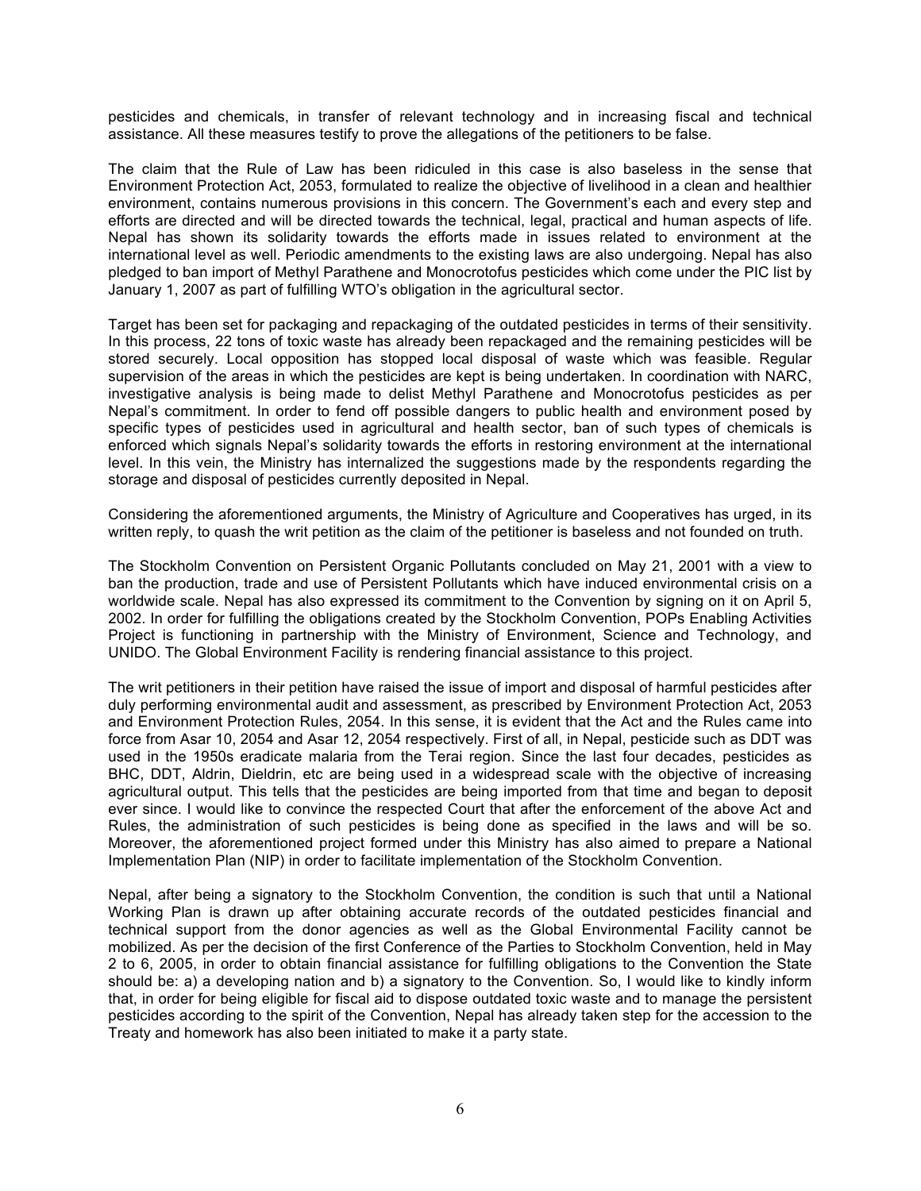pesticides and chemicals, in transfer of relevant technology and in increasing fiscal and technical assistance. All these measures testify to prove the allegations of the petitioners to be false.

The claim that the Rule of Law has been ridiculed in this case is also baseless in the sense that Environment Protection Act, 2053, formulated to realize the objective of livelihood in a clean and healthier environment, contains numerous provisions in this concern. The Government's each and every step and efforts are directed and will be directed towards the technical, legal, practical and human aspects of life. Nepal has shown its solidarity towards the efforts made in issues related to environment at the international level as well. Periodic amendments to the existing laws are also undergoing. Nepal has also pledged to ban import of Methyl Parathene and Monocrotofus pesticides which come under the PIC list by January 1, 2007 as part of fulfilling WTO's obligation in the agricultural sector.

Target has been set for packaging and repackaging of the outdated pesticides in terms of their sensitivity. In this process, 22 tons of toxic waste has already been repackaged and the remaining pesticides will be stored securely. Local opposition has stopped local disposal of waste which was feasible. Regular supervision of the areas in which the pesticides are kept is being undertaken. In coordination with NARC, investigative analysis is being made to delist Methyl Parathene and Monocrotofus pesticides as per Nepal's commitment. In order to fend off possible dangers to public health and environment posed by specific types of pesticides used in agricultural and health sector, ban of such types of chemicals is enforced which signals Nepal's solidarity towards the efforts in restoring environment at the international level. In this vein, the Ministry has internalized the suggestions made by the respondents regarding the storage and disposal of pesticides currently deposited in Nepal.

Considering the aforementioned arguments, the Ministry of Agriculture and Cooperatives has urged, in its written reply, to quash the writ petition as the claim of the petitioner is baseless and not founded on truth.

The Stockholm Convention on Persistent Organic Pollutants concluded on May 21, 2001 with a view to ban the production, trade and use of Persistent Pollutants which have induced environmental crisis on a worldwide scale. Nepal has also expressed its commitment to the Convention by signing on it on April 5, 2002. In order for fulfilling the obligations created by the Stockholm Convention, POPs Enabling Activities Project is functioning in partnership with the Ministry of Environment, Science and Technology, and UNIDO. The Global Environment Facility is rendering financial assistance to this project.

The writ petitioners in their petition have raised the issue of import and disposal of harmful pesticides after duly performing environmental audit and assessment, as prescribed by Environment Protection Act, 2053 and Environment Protection Rules, 2054. In this sense, it is evident that the Act and the Rules came into force from Asar 10, 2054 and Asar 12, 2054 respectively. First of all, in Nepal, pesticide such as DDT was used in the 1950s eradicate malaria from the Terai region. Since the last four decades, pesticides as BHC, DDT, Aldrin, Dieldrin, etc are being used in a widespread scale with the objective of increasing agricultural output. This tells that the pesticides are being imported from that time and began to deposit ever since. I would like to convince the respected Court that after the enforcement of the above Act and Rules, the administration of such pesticides is being done as specified in the laws and will be so. Moreover, the aforementioned project formed under this Ministry has also aimed to prepare a National Implementation Plan (NIP) in order to facilitate implementation of the Stockholm Convention.

Nepal, after being a signatory to the Stockholm Convention, the condition is such that until a National Working Plan is drawn up after obtaining accurate records of the outdated pesticides financial and technical support from the donor agencies as well as the Global Environmental Facility cannot be mobilized. As per the decision of the first Conference of the Parties to Stockholm Convention, held in May 2 to 6, 2005, in order to obtain financial assistance for fulfilling obligations to the Convention the State should be: a) a developing nation and b) a signatory to the Convention. So, I would like to kindly inform that, in order for being eligible for fiscal aid to dispose outdated toxic waste and to manage the persistent pesticides according to the spirit of the Convention, Nepal has already taken step for the accession to the Treaty and homework has also been initiated to make it a party state.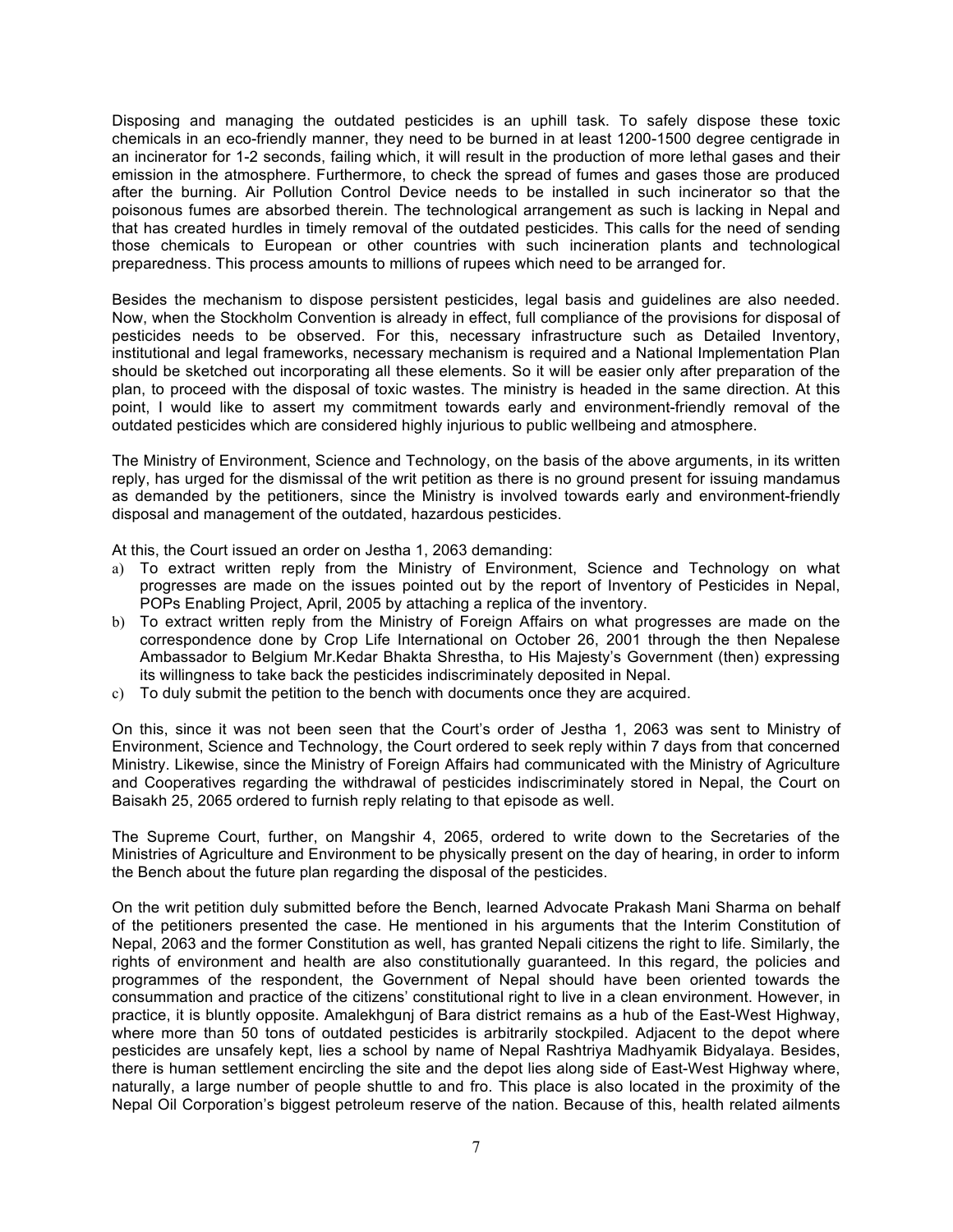Disposing and managing the outdated pesticides is an uphill task. To safely dispose these toxic chemicals in an eco-friendly manner, they need to be burned in at least 1200-1500 degree centigrade in an incinerator for 1-2 seconds, failing which, it will result in the production of more lethal gases and their emission in the atmosphere. Furthermore, to check the spread of fumes and gases those are produced after the burning. Air Pollution Control Device needs to be installed in such incinerator so that the poisonous fumes are absorbed therein. The technological arrangement as such is lacking in Nepal and that has created hurdles in timely removal of the outdated pesticides. This calls for the need of sending those chemicals to European or other countries with such incineration plants and technological preparedness. This process amounts to millions of rupees which need to be arranged for.

Besides the mechanism to dispose persistent pesticides, legal basis and guidelines are also needed. Now, when the Stockholm Convention is already in effect, full compliance of the provisions for disposal of pesticides needs to be observed. For this, necessary infrastructure such as Detailed Inventory, institutional and legal frameworks, necessary mechanism is required and a National Implementation Plan should be sketched out incorporating all these elements. So it will be easier only after preparation of the plan, to proceed with the disposal of toxic wastes. The ministry is headed in the same direction. At this point, I would like to assert my commitment towards early and environment-friendly removal of the outdated pesticides which are considered highly injurious to public wellbeing and atmosphere.

The Ministry of Environment, Science and Technology, on the basis of the above arguments, in its written reply, has urged for the dismissal of the writ petition as there is no ground present for issuing mandamus as demanded by the petitioners, since the Ministry is involved towards early and environment-friendly disposal and management of the outdated, hazardous pesticides.

At this, the Court issued an order on Jestha 1, 2063 demanding:

a) To extract written reply from the Ministry of Environment, Science and Technology on what progresses are made on the issues pointed out by the report of Inventory of Pesticides in Nepal, POPs Enabling Project, April, 2005 by attaching a replica of the inventory.
b) To extract written reply from the Ministry of Foreign Affairs on what progresses are made on the correspondence done by Crop Life International on October 26, 2001 through the then Nepalese Ambassador to Belgium Mr.Kedar Bhakta Shrestha, to His Majesty's Government (then) expressing its willingness to take back the pesticides indiscriminately deposited in Nepal.
c) To duly submit the petition to the bench with documents once they are acquired.

On this, since it was not been seen that the Court's order of Jestha 1, 2063 was sent to Ministry of Environment, Science and Technology, the Court ordered to seek reply within 7 days from that concerned Ministry. Likewise, since the Ministry of Foreign Affairs had communicated with the Ministry of Agriculture and Cooperatives regarding the withdrawal of pesticides indiscriminately stored in Nepal, the Court on Baisakh 25, 2065 ordered to furnish reply relating to that episode as well.

The Supreme Court, further, on Mangshir 4, 2065, ordered to write down to the Secretaries of the Ministries of Agriculture and Environment to be physically present on the day of hearing, in order to inform the Bench about the future plan regarding the disposal of the pesticides.

On the writ petition duly submitted before the Bench, learned Advocate Prakash Mani Sharma on behalf of the petitioners presented the case. He mentioned in his arguments that the Interim Constitution of Nepal, 2063 and the former Constitution as well, has granted Nepali citizens the right to life. Similarly, the rights of environment and health are also constitutionally guaranteed. In this regard, the policies and programmes of the respondent, the Government of Nepal should have been oriented towards the consummation and practice of the citizens' constitutional right to live in a clean environment. However, in practice, it is bluntly opposite. Amalekhgunj of Bara district remains as a hub of the East-West Highway, where more than 50 tons of outdated pesticides is arbitrarily stockpiled. Adjacent to the depot where pesticides are unsafely kept, lies a school by name of Nepal Rashtriya Madhyamik Bidyalaya. Besides, there is human settlement encircling the site and the depot lies along side of East-West Highway where, naturally, a large number of people shuttle to and fro. This place is also located in the proximity of the Nepal Oil Corporation's biggest petroleum reserve of the nation. Because of this, health related ailments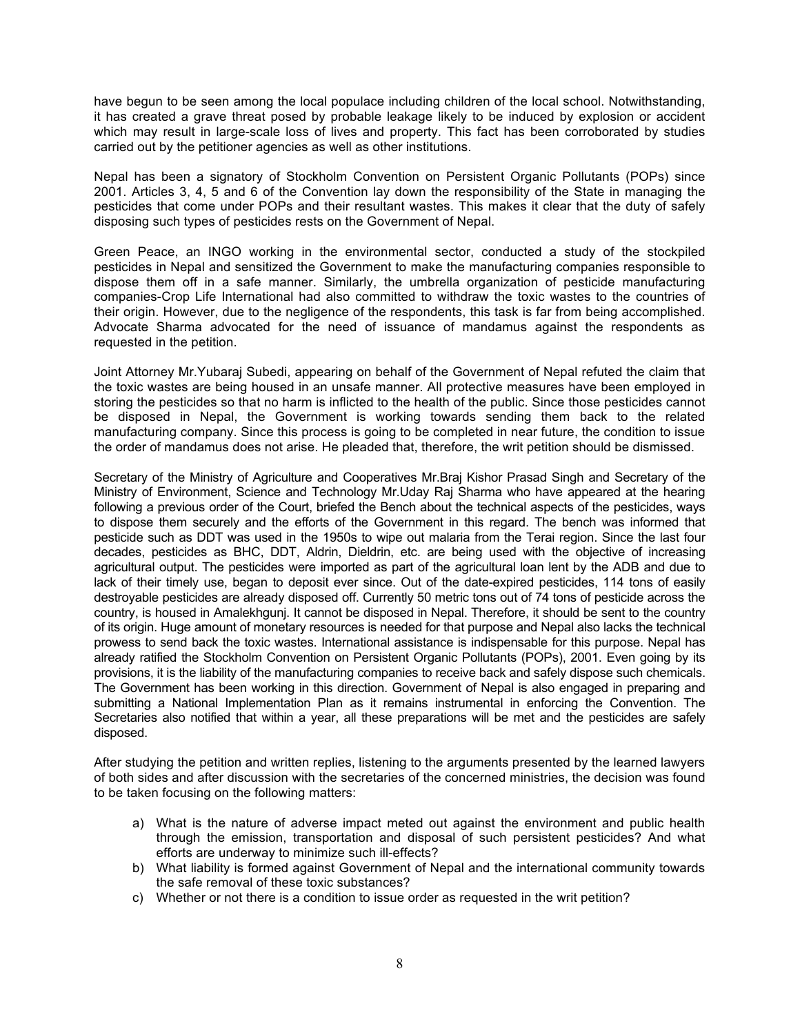have begun to be seen among the local populace including children of the local school. Notwithstanding, it has created a grave threat posed by probable leakage likely to be induced by explosion or accident which may result in large-scale loss of lives and property. This fact has been corroborated by studies carried out by the petitioner agencies as well as other institutions.

Nepal has been a signatory of Stockholm Convention on Persistent Organic Pollutants (POPs) since 2001. Articles 3, 4, 5 and 6 of the Convention lay down the responsibility of the State in managing the pesticides that come under POPs and their resultant wastes. This makes it clear that the duty of safely disposing such types of pesticides rests on the Government of Nepal.

Green Peace, an INGO working in the environmental sector, conducted a study of the stockpiled pesticides in Nepal and sensitized the Government to make the manufacturing companies responsible to dispose them off in a safe manner. Similarly, the umbrella organization of pesticide manufacturing companies-Crop Life International had also committed to withdraw the toxic wastes to the countries of their origin. However, due to the negligence of the respondents, this task is far from being accomplished. Advocate Sharma advocated for the need of issuance of mandamus against the respondents as requested in the petition.

Joint Attorney Mr.Yubaraj Subedi, appearing on behalf of the Government of Nepal refuted the claim that the toxic wastes are being housed in an unsafe manner. All protective measures have been employed in storing the pesticides so that no harm is inflicted to the health of the public. Since those pesticides cannot be disposed in Nepal, the Government is working towards sending them back to the related manufacturing company. Since this process is going to be completed in near future, the condition to issue the order of mandamus does not arise. He pleaded that, therefore, the writ petition should be dismissed.

Secretary of the Ministry of Agriculture and Cooperatives Mr.Braj Kishor Prasad Singh and Secretary of the Ministry of Environment, Science and Technology Mr.Uday Raj Sharma who have appeared at the hearing following a previous order of the Court, briefed the Bench about the technical aspects of the pesticides, ways to dispose them securely and the efforts of the Government in this regard. The bench was informed that pesticide such as DDT was used in the 1950s to wipe out malaria from the Terai region. Since the last four decades, pesticides as BHC, DDT, Aldrin, Dieldrin, etc. are being used with the objective of increasing agricultural output. The pesticides were imported as part of the agricultural loan lent by the ADB and due to lack of their timely use, began to deposit ever since. Out of the date-expired pesticides, 114 tons of easily destroyable pesticides are already disposed off. Currently 50 metric tons out of 74 tons of pesticide across the country, is housed in Amalekhgunj. It cannot be disposed in Nepal. Therefore, it should be sent to the country of its origin. Huge amount of monetary resources is needed for that purpose and Nepal also lacks the technical prowess to send back the toxic wastes. International assistance is indispensable for this purpose. Nepal has already ratified the Stockholm Convention on Persistent Organic Pollutants (POPs), 2001. Even going by its provisions, it is the liability of the manufacturing companies to receive back and safely dispose such chemicals. The Government has been working in this direction. Government of Nepal is also engaged in preparing and submitting a National Implementation Plan as it remains instrumental in enforcing the Convention. The Secretaries also notified that within a year, all these preparations will be met and the pesticides are safely disposed.

After studying the petition and written replies, listening to the arguments presented by the learned lawyers of both sides and after discussion with the secretaries of the concerned ministries, the decision was found to be taken focusing on the following matters:

a) What is the nature of adverse impact meted out against the environment and public health through the emission, transportation and disposal of such persistent pesticides? And what efforts are underway to minimize such ill-effects?
b) What liability is formed against Government of Nepal and the international community towards the safe removal of these toxic substances?
c) Whether or not there is a condition to issue order as requested in the writ petition?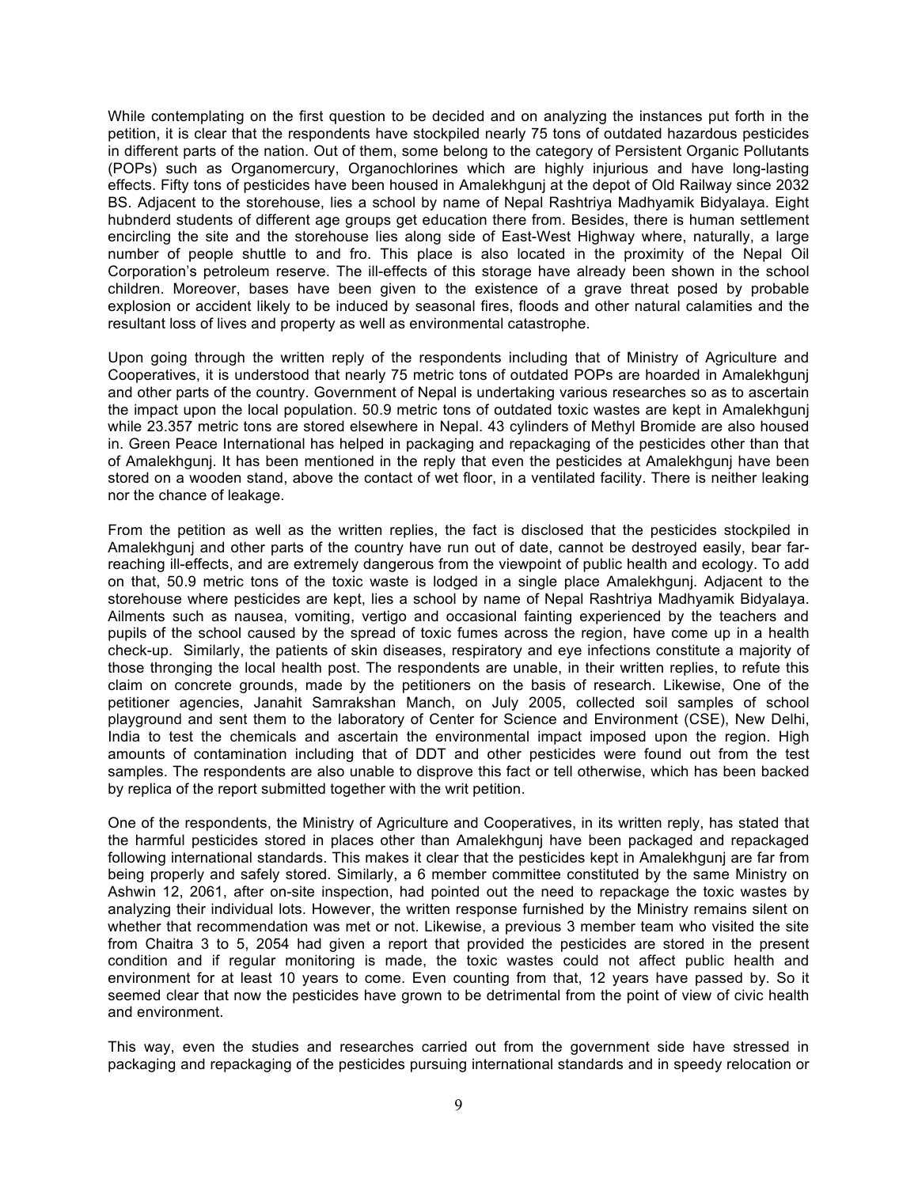While contemplating on the first question to be decided and on analyzing the instances put forth in the petition, it is clear that the respondents have stockpiled nearly 75 tons of outdated hazardous pesticides in different parts of the nation. Out of them, some belong to the category of Persistent Organic Pollutants (POPs) such as Organomercury, Organochlorines which are highly injurious and have long-lasting effects. Fifty tons of pesticides have been housed in Amalekhgunj at the depot of Old Railway since 2032 BS. Adjacent to the storehouse, lies a school by name of Nepal Rashtriya Madhyamik Bidyalaya. Eight hubnderd students of different age groups get education there from. Besides, there is human settlement encircling the site and the storehouse lies along side of East-West Highway where, naturally, a large number of people shuttle to and fro. This place is also located in the proximity of the Nepal Oil Corporation's petroleum reserve. The ill-effects of this storage have already been shown in the school children. Moreover, bases have been given to the existence of a grave threat posed by probable explosion or accident likely to be induced by seasonal fires, floods and other natural calamities and the resultant loss of lives and property as well as environmental catastrophe.

Upon going through the written reply of the respondents including that of Ministry of Agriculture and Cooperatives, it is understood that nearly 75 metric tons of outdated POPs are hoarded in Amalekhgunj and other parts of the country. Government of Nepal is undertaking various researches so as to ascertain the impact upon the local population. 50.9 metric tons of outdated toxic wastes are kept in Amalekhgunj while 23.357 metric tons are stored elsewhere in Nepal. 43 cylinders of Methyl Bromide are also housed in. Green Peace International has helped in packaging and repackaging of the pesticides other than that of Amalekhgunj. It has been mentioned in the reply that even the pesticides at Amalekhgunj have been stored on a wooden stand, above the contact of wet floor, in a ventilated facility. There is neither leaking nor the chance of leakage.

From the petition as well as the written replies, the fact is disclosed that the pesticides stockpiled in Amalekhgunj and other parts of the country have run out of date, cannot be destroyed easily, bear far-reaching ill-effects, and are extremely dangerous from the viewpoint of public health and ecology. To add on that, 50.9 metric tons of the toxic waste is lodged in a single place Amalekhgunj. Adjacent to the storehouse where pesticides are kept, lies a school by name of Nepal Rashtriya Madhyamik Bidyalaya. Ailments such as nausea, vomiting, vertigo and occasional fainting experienced by the teachers and pupils of the school caused by the spread of toxic fumes across the region, have come up in a health check-up. Similarly, the patients of skin diseases, respiratory and eye infections constitute a majority of those thronging the local health post. The respondents are unable, in their written replies, to refute this claim on concrete grounds, made by the petitioners on the basis of research. Likewise, One of the petitioner agencies, Janahit Samrakshan Manch, on July 2005, collected soil samples of school playground and sent them to the laboratory of Center for Science and Environment (CSE), New Delhi, India to test the chemicals and ascertain the environmental impact imposed upon the region. High amounts of contamination including that of DDT and other pesticides were found out from the test samples. The respondents are also unable to disprove this fact or tell otherwise, which has been backed by replica of the report submitted together with the writ petition.

One of the respondents, the Ministry of Agriculture and Cooperatives, in its written reply, has stated that the harmful pesticides stored in places other than Amalekhgunj have been packaged and repackaged following international standards. This makes it clear that the pesticides kept in Amalekhgunj are far from being properly and safely stored. Similarly, a 6 member committee constituted by the same Ministry on Ashwin 12, 2061, after on-site inspection, had pointed out the need to repackage the toxic wastes by analyzing their individual lots. However, the written response furnished by the Ministry remains silent on whether that recommendation was met or not. Likewise, a previous 3 member team who visited the site from Chaitra 3 to 5, 2054 had given a report that provided the pesticides are stored in the present condition and if regular monitoring is made, the toxic wastes could not affect public health and environment for at least 10 years to come. Even counting from that, 12 years have passed by. So it seemed clear that now the pesticides have grown to be detrimental from the point of view of civic health and environment.

This way, even the studies and researches carried out from the government side have stressed in packaging and repackaging of the pesticides pursuing international standards and in speedy relocation or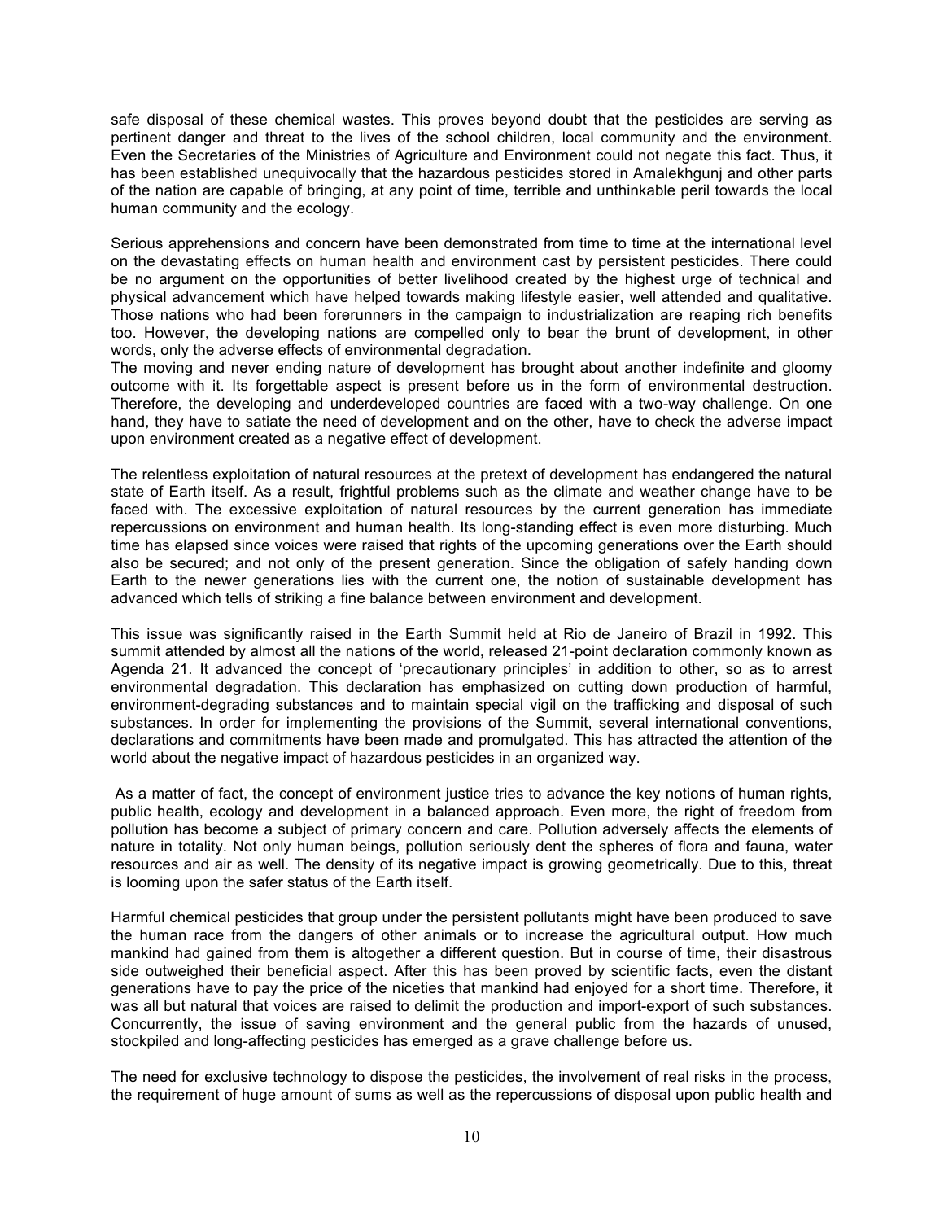safe disposal of these chemical wastes. This proves beyond doubt that the pesticides are serving as pertinent danger and threat to the lives of the school children, local community and the environment. Even the Secretaries of the Ministries of Agriculture and Environment could not negate this fact. Thus, it has been established unequivocally that the hazardous pesticides stored in Amalekhgunj and other parts of the nation are capable of bringing, at any point of time, terrible and unthinkable peril towards the local human community and the ecology.

Serious apprehensions and concern have been demonstrated from time to time at the international level on the devastating effects on human health and environment cast by persistent pesticides. There could be no argument on the opportunities of better livelihood created by the highest urge of technical and physical advancement which have helped towards making lifestyle easier, well attended and qualitative. Those nations who had been forerunners in the campaign to industrialization are reaping rich benefits too. However, the developing nations are compelled only to bear the brunt of development, in other words, only the adverse effects of environmental degradation.

The moving and never ending nature of development has brought about another indefinite and gloomy outcome with it. Its forgettable aspect is present before us in the form of environmental destruction. Therefore, the developing and underdeveloped countries are faced with a two-way challenge. On one hand, they have to satiate the need of development and on the other, have to check the adverse impact upon environment created as a negative effect of development.

The relentless exploitation of natural resources at the pretext of development has endangered the natural state of Earth itself. As a result, frightful problems such as the climate and weather change have to be faced with. The excessive exploitation of natural resources by the current generation has immediate repercussions on environment and human health. Its long-standing effect is even more disturbing. Much time has elapsed since voices were raised that rights of the upcoming generations over the Earth should also be secured; and not only of the present generation. Since the obligation of safely handing down Earth to the newer generations lies with the current one, the notion of sustainable development has advanced which tells of striking a fine balance between environment and development.

This issue was significantly raised in the Earth Summit held at Rio de Janeiro of Brazil in 1992. This summit attended by almost all the nations of the world, released 21-point declaration commonly known as Agenda 21. It advanced the concept of 'precautionary principles' in addition to other, so as to arrest environmental degradation. This declaration has emphasized on cutting down production of harmful, environment-degrading substances and to maintain special vigil on the trafficking and disposal of such substances. In order for implementing the provisions of the Summit, several international conventions, declarations and commitments have been made and promulgated. This has attracted the attention of the world about the negative impact of hazardous pesticides in an organized way.

As a matter of fact, the concept of environment justice tries to advance the key notions of human rights, public health, ecology and development in a balanced approach. Even more, the right of freedom from pollution has become a subject of primary concern and care. Pollution adversely affects the elements of nature in totality. Not only human beings, pollution seriously dent the spheres of flora and fauna, water resources and air as well. The density of its negative impact is growing geometrically. Due to this, threat is looming upon the safer status of the Earth itself.

Harmful chemical pesticides that group under the persistent pollutants might have been produced to save the human race from the dangers of other animals or to increase the agricultural output. How much mankind had gained from them is altogether a different question. But in course of time, their disastrous side outweighed their beneficial aspect. After this has been proved by scientific facts, even the distant generations have to pay the price of the niceties that mankind had enjoyed for a short time. Therefore, it was all but natural that voices are raised to delimit the production and import-export of such substances. Concurrently, the issue of saving environment and the general public from the hazards of unused, stockpiled and long-affecting pesticides has emerged as a grave challenge before us.

The need for exclusive technology to dispose the pesticides, the involvement of real risks in the process, the requirement of huge amount of sums as well as the repercussions of disposal upon public health and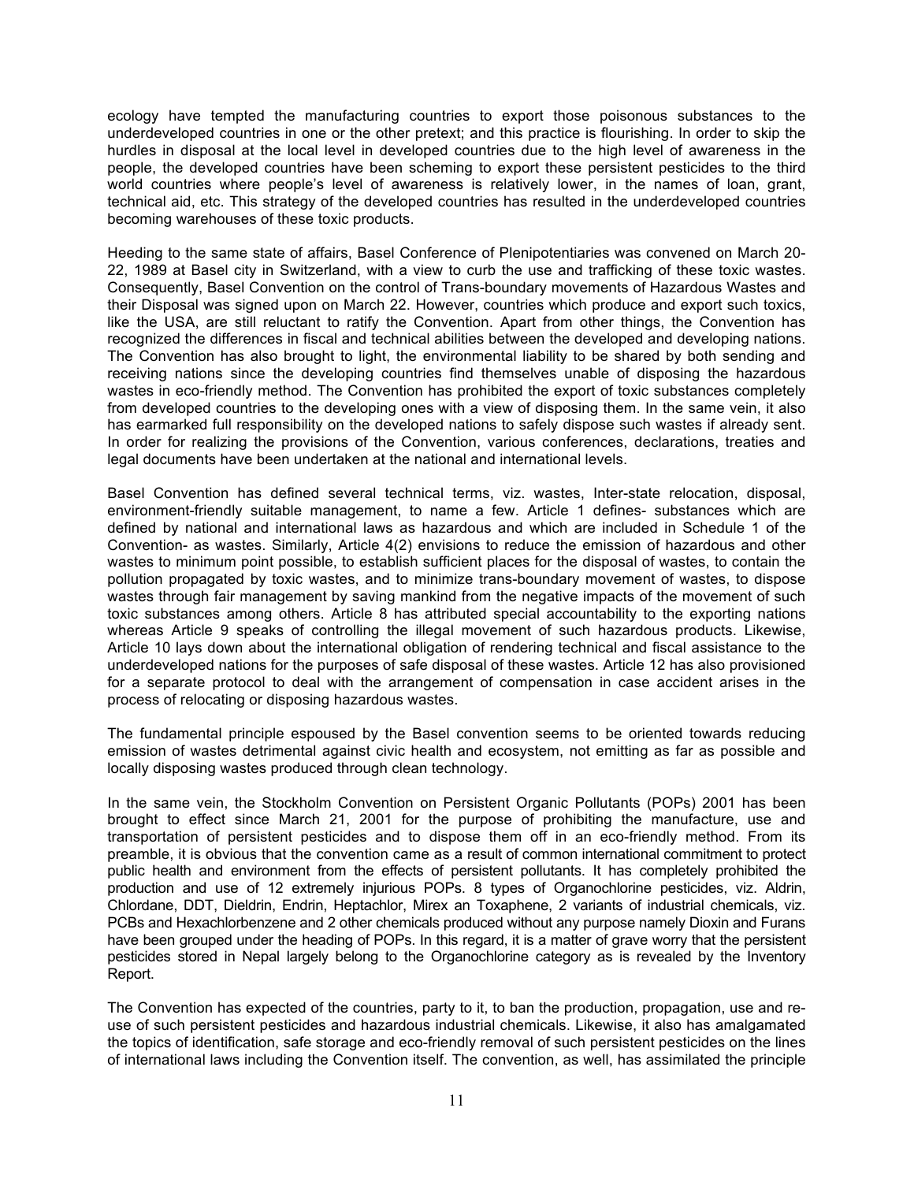ecology have tempted the manufacturing countries to export those poisonous substances to the underdeveloped countries in one or the other pretext; and this practice is flourishing. In order to skip the hurdles in disposal at the local level in developed countries due to the high level of awareness in the people, the developed countries have been scheming to export these persistent pesticides to the third world countries where people's level of awareness is relatively lower, in the names of loan, grant, technical aid, etc. This strategy of the developed countries has resulted in the underdeveloped countries becoming warehouses of these toxic products.

Heeding to the same state of affairs, Basel Conference of Plenipotentiaries was convened on March 20-22, 1989 at Basel city in Switzerland, with a view to curb the use and trafficking of these toxic wastes. Consequently, Basel Convention on the control of Trans-boundary movements of Hazardous Wastes and their Disposal was signed upon on March 22. However, countries which produce and export such toxics, like the USA, are still reluctant to ratify the Convention. Apart from other things, the Convention has recognized the differences in fiscal and technical abilities between the developed and developing nations. The Convention has also brought to light, the environmental liability to be shared by both sending and receiving nations since the developing countries find themselves unable of disposing the hazardous wastes in eco-friendly method. The Convention has prohibited the export of toxic substances completely from developed countries to the developing ones with a view of disposing them. In the same vein, it also has earmarked full responsibility on the developed nations to safely dispose such wastes if already sent. In order for realizing the provisions of the Convention, various conferences, declarations, treaties and legal documents have been undertaken at the national and international levels.

Basel Convention has defined several technical terms, viz. wastes, Inter-state relocation, disposal, environment-friendly suitable management, to name a few. Article 1 defines- substances which are defined by national and international laws as hazardous and which are included in Schedule 1 of the Convention- as wastes. Similarly, Article 4(2) envisions to reduce the emission of hazardous and other wastes to minimum point possible, to establish sufficient places for the disposal of wastes, to contain the pollution propagated by toxic wastes, and to minimize trans-boundary movement of wastes, to dispose wastes through fair management by saving mankind from the negative impacts of the movement of such toxic substances among others. Article 8 has attributed special accountability to the exporting nations whereas Article 9 speaks of controlling the illegal movement of such hazardous products. Likewise, Article 10 lays down about the international obligation of rendering technical and fiscal assistance to the underdeveloped nations for the purposes of safe disposal of these wastes. Article 12 has also provisioned for a separate protocol to deal with the arrangement of compensation in case accident arises in the process of relocating or disposing hazardous wastes.

The fundamental principle espoused by the Basel convention seems to be oriented towards reducing emission of wastes detrimental against civic health and ecosystem, not emitting as far as possible and locally disposing wastes produced through clean technology.

In the same vein, the Stockholm Convention on Persistent Organic Pollutants (POPs) 2001 has been brought to effect since March 21, 2001 for the purpose of prohibiting the manufacture, use and transportation of persistent pesticides and to dispose them off in an eco-friendly method. From its preamble, it is obvious that the convention came as a result of common international commitment to protect public health and environment from the effects of persistent pollutants. It has completely prohibited the production and use of 12 extremely injurious POPs. 8 types of Organochlorine pesticides, viz. Aldrin, Chlordane, DDT, Dieldrin, Endrin, Heptachlor, Mirex an Toxaphene, 2 variants of industrial chemicals, viz. PCBs and Hexachlorbenzene and 2 other chemicals produced without any purpose namely Dioxin and Furans have been grouped under the heading of POPs. In this regard, it is a matter of grave worry that the persistent pesticides stored in Nepal largely belong to the Organochlorine category as is revealed by the Inventory Report.

The Convention has expected of the countries, party to it, to ban the production, propagation, use and re-use of such persistent pesticides and hazardous industrial chemicals. Likewise, it also has amalgamated the topics of identification, safe storage and eco-friendly removal of such persistent pesticides on the lines of international laws including the Convention itself. The convention, as well, has assimilated the principle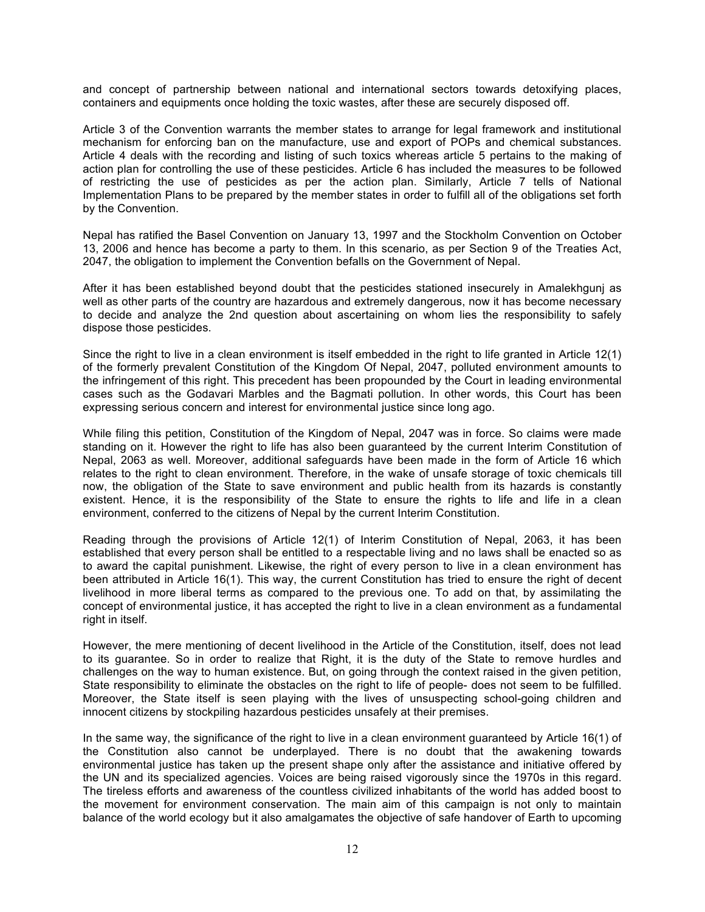and concept of partnership between national and international sectors towards detoxifying places, containers and equipments once holding the toxic wastes, after these are securely disposed off.

Article 3 of the Convention warrants the member states to arrange for legal framework and institutional mechanism for enforcing ban on the manufacture, use and export of POPs and chemical substances. Article 4 deals with the recording and listing of such toxics whereas article 5 pertains to the making of action plan for controlling the use of these pesticides. Article 6 has included the measures to be followed of restricting the use of pesticides as per the action plan. Similarly, Article 7 tells of National Implementation Plans to be prepared by the member states in order to fulfill all of the obligations set forth by the Convention.

Nepal has ratified the Basel Convention on January 13, 1997 and the Stockholm Convention on October 13, 2006 and hence has become a party to them. In this scenario, as per Section 9 of the Treaties Act, 2047, the obligation to implement the Convention befalls on the Government of Nepal.

After it has been established beyond doubt that the pesticides stationed insecurely in Amalekhgunj as well as other parts of the country are hazardous and extremely dangerous, now it has become necessary to decide and analyze the 2nd question about ascertaining on whom lies the responsibility to safely dispose those pesticides.

Since the right to live in a clean environment is itself embedded in the right to life granted in Article 12(1) of the formerly prevalent Constitution of the Kingdom Of Nepal, 2047, polluted environment amounts to the infringement of this right. This precedent has been propounded by the Court in leading environmental cases such as the Godavari Marbles and the Bagmati pollution. In other words, this Court has been expressing serious concern and interest for environmental justice since long ago.

While filing this petition, Constitution of the Kingdom of Nepal, 2047 was in force. So claims were made standing on it. However the right to life has also been guaranteed by the current Interim Constitution of Nepal, 2063 as well. Moreover, additional safeguards have been made in the form of Article 16 which relates to the right to clean environment. Therefore, in the wake of unsafe storage of toxic chemicals till now, the obligation of the State to save environment and public health from its hazards is constantly existent. Hence, it is the responsibility of the State to ensure the rights to life and life in a clean environment, conferred to the citizens of Nepal by the current Interim Constitution.

Reading through the provisions of Article 12(1) of Interim Constitution of Nepal, 2063, it has been established that every person shall be entitled to a respectable living and no laws shall be enacted so as to award the capital punishment. Likewise, the right of every person to live in a clean environment has been attributed in Article 16(1). This way, the current Constitution has tried to ensure the right of decent livelihood in more liberal terms as compared to the previous one. To add on that, by assimilating the concept of environmental justice, it has accepted the right to live in a clean environment as a fundamental right in itself.

However, the mere mentioning of decent livelihood in the Article of the Constitution, itself, does not lead to its guarantee. So in order to realize that Right, it is the duty of the State to remove hurdles and challenges on the way to human existence. But, on going through the context raised in the given petition, State responsibility to eliminate the obstacles on the right to life of people- does not seem to be fulfilled. Moreover, the State itself is seen playing with the lives of unsuspecting school-going children and innocent citizens by stockpiling hazardous pesticides unsafely at their premises.

In the same way, the significance of the right to live in a clean environment guaranteed by Article 16(1) of the Constitution also cannot be underplayed. There is no doubt that the awakening towards environmental justice has taken up the present shape only after the assistance and initiative offered by the UN and its specialized agencies. Voices are being raised vigorously since the 1970s in this regard. The tireless efforts and awareness of the countless civilized inhabitants of the world has added boost to the movement for environment conservation. The main aim of this campaign is not only to maintain balance of the world ecology but it also amalgamates the objective of safe handover of Earth to upcoming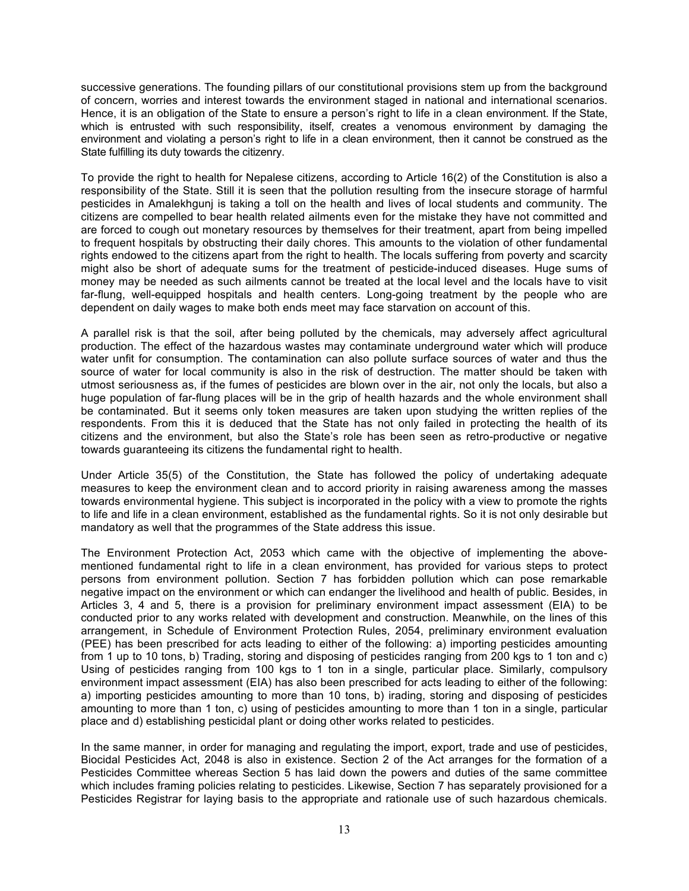successive generations. The founding pillars of our constitutional provisions stem up from the background of concern, worries and interest towards the environment staged in national and international scenarios. Hence, it is an obligation of the State to ensure a person's right to life in a clean environment. If the State, which is entrusted with such responsibility, itself, creates a venomous environment by damaging the environment and violating a person's right to life in a clean environment, then it cannot be construed as the State fulfilling its duty towards the citizenry.

To provide the right to health for Nepalese citizens, according to Article 16(2) of the Constitution is also a responsibility of the State. Still it is seen that the pollution resulting from the insecure storage of harmful pesticides in Amalekhgunj is taking a toll on the health and lives of local students and community. The citizens are compelled to bear health related ailments even for the mistake they have not committed and are forced to cough out monetary resources by themselves for their treatment, apart from being impelled to frequent hospitals by obstructing their daily chores. This amounts to the violation of other fundamental rights endowed to the citizens apart from the right to health. The locals suffering from poverty and scarcity might also be short of adequate sums for the treatment of pesticide-induced diseases. Huge sums of money may be needed as such ailments cannot be treated at the local level and the locals have to visit far-flung, well-equipped hospitals and health centers. Long-going treatment by the people who are dependent on daily wages to make both ends meet may face starvation on account of this.

A parallel risk is that the soil, after being polluted by the chemicals, may adversely affect agricultural production. The effect of the hazardous wastes may contaminate underground water which will produce water unfit for consumption. The contamination can also pollute surface sources of water and thus the source of water for local community is also in the risk of destruction. The matter should be taken with utmost seriousness as, if the fumes of pesticides are blown over in the air, not only the locals, but also a huge population of far-flung places will be in the grip of health hazards and the whole environment shall be contaminated. But it seems only token measures are taken upon studying the written replies of the respondents. From this it is deduced that the State has not only failed in protecting the health of its citizens and the environment, but also the State's role has been seen as retro-productive or negative towards guaranteeing its citizens the fundamental right to health.

Under Article 35(5) of the Constitution, the State has followed the policy of undertaking adequate measures to keep the environment clean and to accord priority in raising awareness among the masses towards environmental hygiene. This subject is incorporated in the policy with a view to promote the rights to life and life in a clean environment, established as the fundamental rights. So it is not only desirable but mandatory as well that the programmes of the State address this issue.

The Environment Protection Act, 2053 which came with the objective of implementing the above-mentioned fundamental right to life in a clean environment, has provided for various steps to protect persons from environment pollution. Section 7 has forbidden pollution which can pose remarkable negative impact on the environment or which can endanger the livelihood and health of public. Besides, in Articles 3, 4 and 5, there is a provision for preliminary environment impact assessment (EIA) to be conducted prior to any works related with development and construction. Meanwhile, on the lines of this arrangement, in Schedule of Environment Protection Rules, 2054, preliminary environment evaluation (PEE) has been prescribed for acts leading to either of the following: a) importing pesticides amounting from 1 up to 10 tons, b) Trading, storing and disposing of pesticides ranging from 200 kgs to 1 ton and c) Using of pesticides ranging from 100 kgs to 1 ton in a single, particular place. Similarly, compulsory environment impact assessment (EIA) has also been prescribed for acts leading to either of the following: a) importing pesticides amounting to more than 10 tons, b) irading, storing and disposing of pesticides amounting to more than 1 ton, c) using of pesticides amounting to more than 1 ton in a single, particular place and d) establishing pesticidal plant or doing other works related to pesticides.

In the same manner, in order for managing and regulating the import, export, trade and use of pesticides, Biocidal Pesticides Act, 2048 is also in existence. Section 2 of the Act arranges for the formation of a Pesticides Committee whereas Section 5 has laid down the powers and duties of the same committee which includes framing policies relating to pesticides. Likewise, Section 7 has separately provisioned for a Pesticides Registrar for laying basis to the appropriate and rationale use of such hazardous chemicals.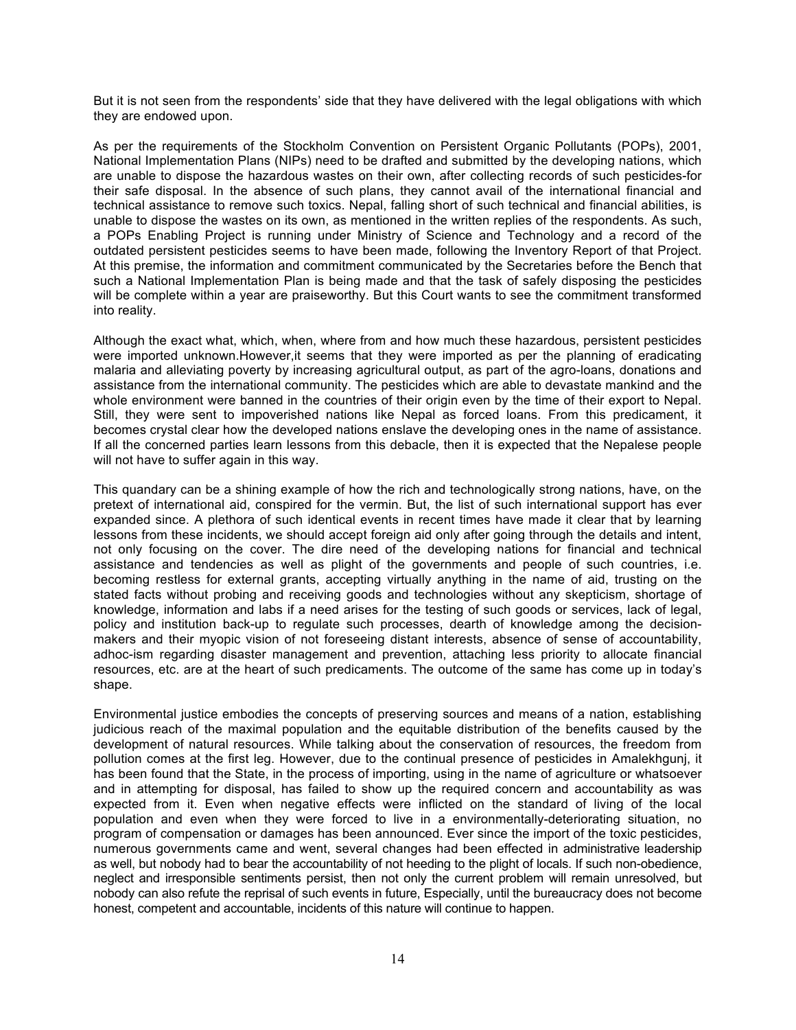But it is not seen from the respondents' side that they have delivered with the legal obligations with which they are endowed upon.

As per the requirements of the Stockholm Convention on Persistent Organic Pollutants (POPs), 2001, National Implementation Plans (NIPs) need to be drafted and submitted by the developing nations, which are unable to dispose the hazardous wastes on their own, after collecting records of such pesticides-for their safe disposal. In the absence of such plans, they cannot avail of the international financial and technical assistance to remove such toxics. Nepal, falling short of such technical and financial abilities, is unable to dispose the wastes on its own, as mentioned in the written replies of the respondents. As such, a POPs Enabling Project is running under Ministry of Science and Technology and a record of the outdated persistent pesticides seems to have been made, following the Inventory Report of that Project. At this premise, the information and commitment communicated by the Secretaries before the Bench that such a National Implementation Plan is being made and that the task of safely disposing the pesticides will be complete within a year are praiseworthy. But this Court wants to see the commitment transformed into reality.

Although the exact what, which, when, where from and how much these hazardous, persistent pesticides were imported unknown.However,it seems that they were imported as per the planning of eradicating malaria and alleviating poverty by increasing agricultural output, as part of the agro-loans, donations and assistance from the international community. The pesticides which are able to devastate mankind and the whole environment were banned in the countries of their origin even by the time of their export to Nepal. Still, they were sent to impoverished nations like Nepal as forced loans. From this predicament, it becomes crystal clear how the developed nations enslave the developing ones in the name of assistance. If all the concerned parties learn lessons from this debacle, then it is expected that the Nepalese people will not have to suffer again in this way.

This quandary can be a shining example of how the rich and technologically strong nations, have, on the pretext of international aid, conspired for the vermin. But, the list of such international support has ever expanded since. A plethora of such identical events in recent times have made it clear that by learning lessons from these incidents, we should accept foreign aid only after going through the details and intent, not only focusing on the cover. The dire need of the developing nations for financial and technical assistance and tendencies as well as plight of the governments and people of such countries, i.e. becoming restless for external grants, accepting virtually anything in the name of aid, trusting on the stated facts without probing and receiving goods and technologies without any skepticism, shortage of knowledge, information and labs if a need arises for the testing of such goods or services, lack of legal, policy and institution back-up to regulate such processes, dearth of knowledge among the decision-makers and their myopic vision of not foreseeing distant interests, absence of sense of accountability, adhoc-ism regarding disaster management and prevention, attaching less priority to allocate financial resources, etc. are at the heart of such predicaments. The outcome of the same has come up in today's shape.

Environmental justice embodies the concepts of preserving sources and means of a nation, establishing judicious reach of the maximal population and the equitable distribution of the benefits caused by the development of natural resources. While talking about the conservation of resources, the freedom from pollution comes at the first leg. However, due to the continual presence of pesticides in Amalekhgunj, it has been found that the State, in the process of importing, using in the name of agriculture or whatsoever and in attempting for disposal, has failed to show up the required concern and accountability as was expected from it. Even when negative effects were inflicted on the standard of living of the local population and even when they were forced to live in a environmentally-deteriorating situation, no program of compensation or damages has been announced. Ever since the import of the toxic pesticides, numerous governments came and went, several changes had been effected in administrative leadership as well, but nobody had to bear the accountability of not heeding to the plight of locals. If such non-obedience, neglect and irresponsible sentiments persist, then not only the current problem will remain unresolved, but nobody can also refute the reprisal of such events in future, Especially, until the bureaucracy does not become honest, competent and accountable, incidents of this nature will continue to happen.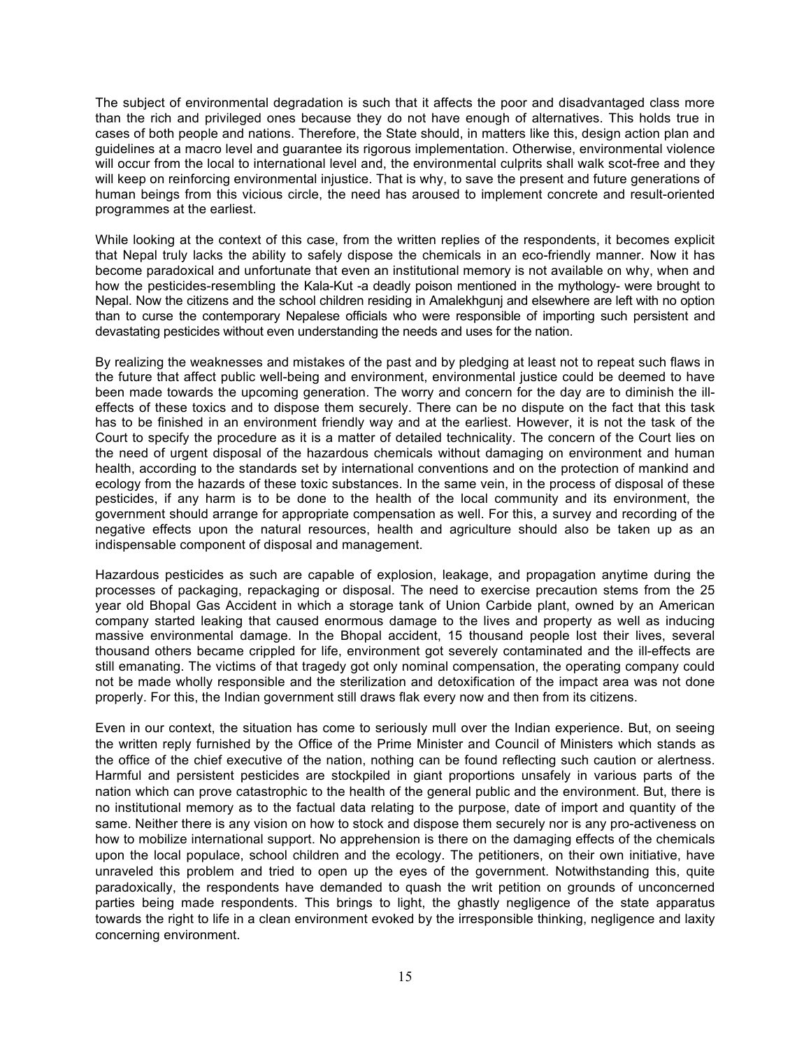The subject of environmental degradation is such that it affects the poor and disadvantaged class more than the rich and privileged ones because they do not have enough of alternatives. This holds true in cases of both people and nations. Therefore, the State should, in matters like this, design action plan and guidelines at a macro level and guarantee its rigorous implementation. Otherwise, environmental violence will occur from the local to international level and, the environmental culprits shall walk scot-free and they will keep on reinforcing environmental injustice. That is why, to save the present and future generations of human beings from this vicious circle, the need has aroused to implement concrete and result-oriented programmes at the earliest.

While looking at the context of this case, from the written replies of the respondents, it becomes explicit that Nepal truly lacks the ability to safely dispose the chemicals in an eco-friendly manner. Now it has become paradoxical and unfortunate that even an institutional memory is not available on why, when and how the pesticides-resembling the Kala-Kut -a deadly poison mentioned in the mythology- were brought to Nepal. Now the citizens and the school children residing in Amalekhgunj and elsewhere are left with no option than to curse the contemporary Nepalese officials who were responsible of importing such persistent and devastating pesticides without even understanding the needs and uses for the nation.

By realizing the weaknesses and mistakes of the past and by pledging at least not to repeat such flaws in the future that affect public well-being and environment, environmental justice could be deemed to have been made towards the upcoming generation. The worry and concern for the day are to diminish the ill-effects of these toxics and to dispose them securely. There can be no dispute on the fact that this task has to be finished in an environment friendly way and at the earliest. However, it is not the task of the Court to specify the procedure as it is a matter of detailed technicality. The concern of the Court lies on the need of urgent disposal of the hazardous chemicals without damaging on environment and human health, according to the standards set by international conventions and on the protection of mankind and ecology from the hazards of these toxic substances. In the same vein, in the process of disposal of these pesticides, if any harm is to be done to the health of the local community and its environment, the government should arrange for appropriate compensation as well. For this, a survey and recording of the negative effects upon the natural resources, health and agriculture should also be taken up as an indispensable component of disposal and management.

Hazardous pesticides as such are capable of explosion, leakage, and propagation anytime during the processes of packaging, repackaging or disposal. The need to exercise precaution stems from the 25 year old Bhopal Gas Accident in which a storage tank of Union Carbide plant, owned by an American company started leaking that caused enormous damage to the lives and property as well as inducing massive environmental damage. In the Bhopal accident, 15 thousand people lost their lives, several thousand others became crippled for life, environment got severely contaminated and the ill-effects are still emanating. The victims of that tragedy got only nominal compensation, the operating company could not be made wholly responsible and the sterilization and detoxification of the impact area was not done properly. For this, the Indian government still draws flak every now and then from its citizens.

Even in our context, the situation has come to seriously mull over the Indian experience. But, on seeing the written reply furnished by the Office of the Prime Minister and Council of Ministers which stands as the office of the chief executive of the nation, nothing can be found reflecting such caution or alertness. Harmful and persistent pesticides are stockpiled in giant proportions unsafely in various parts of the nation which can prove catastrophic to the health of the general public and the environment. But, there is no institutional memory as to the factual data relating to the purpose, date of import and quantity of the same. Neither there is any vision on how to stock and dispose them securely nor is any pro-activeness on how to mobilize international support. No apprehension is there on the damaging effects of the chemicals upon the local populace, school children and the ecology. The petitioners, on their own initiative, have unraveled this problem and tried to open up the eyes of the government. Notwithstanding this, quite paradoxically, the respondents have demanded to quash the writ petition on grounds of unconcerned parties being made respondents. This brings to light, the ghastly negligence of the state apparatus towards the right to life in a clean environment evoked by the irresponsible thinking, negligence and laxity concerning environment.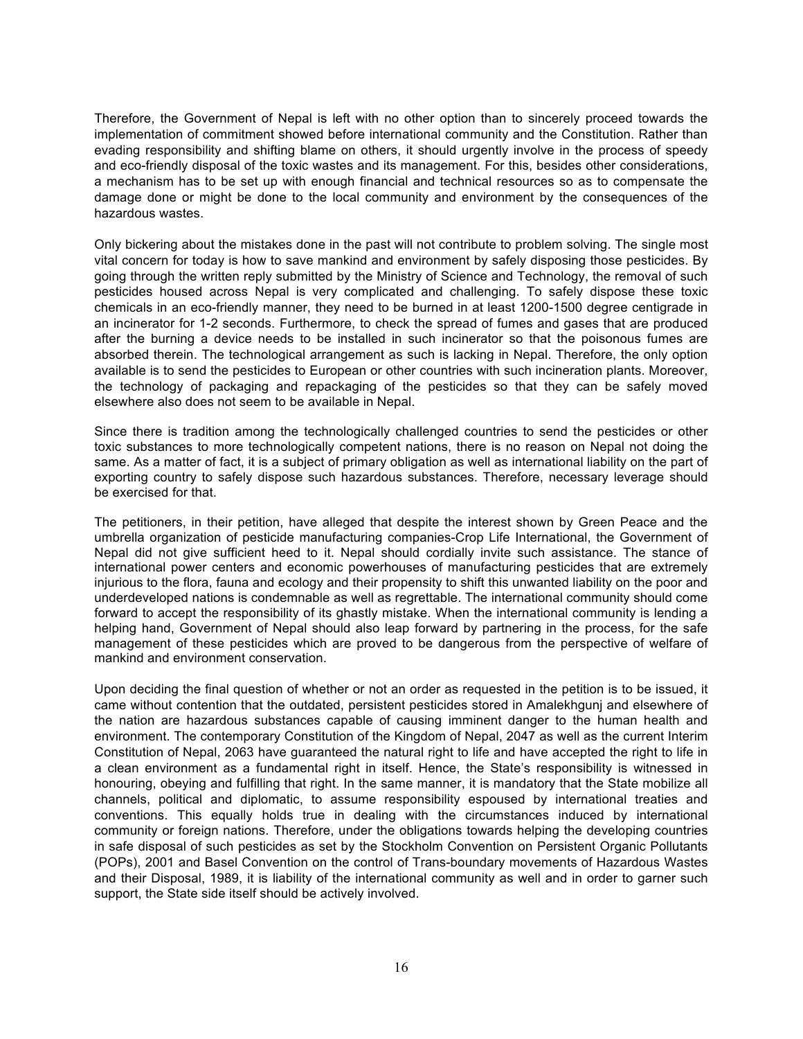Therefore, the Government of Nepal is left with no other option than to sincerely proceed towards the implementation of commitment showed before international community and the Constitution. Rather than evading responsibility and shifting blame on others, it should urgently involve in the process of speedy and eco-friendly disposal of the toxic wastes and its management. For this, besides other considerations, a mechanism has to be set up with enough financial and technical resources so as to compensate the damage done or might be done to the local community and environment by the consequences of the hazardous wastes.

Only bickering about the mistakes done in the past will not contribute to problem solving. The single most vital concern for today is how to save mankind and environment by safely disposing those pesticides. By going through the written reply submitted by the Ministry of Science and Technology, the removal of such pesticides housed across Nepal is very complicated and challenging. To safely dispose these toxic chemicals in an eco-friendly manner, they need to be burned in at least 1200-1500 degree centigrade in an incinerator for 1-2 seconds. Furthermore, to check the spread of fumes and gases that are produced after the burning a device needs to be installed in such incinerator so that the poisonous fumes are absorbed therein. The technological arrangement as such is lacking in Nepal. Therefore, the only option available is to send the pesticides to European or other countries with such incineration plants. Moreover, the technology of packaging and repackaging of the pesticides so that they can be safely moved elsewhere also does not seem to be available in Nepal.

Since there is tradition among the technologically challenged countries to send the pesticides or other toxic substances to more technologically competent nations, there is no reason on Nepal not doing the same. As a matter of fact, it is a subject of primary obligation as well as international liability on the part of exporting country to safely dispose such hazardous substances. Therefore, necessary leverage should be exercised for that.

The petitioners, in their petition, have alleged that despite the interest shown by Green Peace and the umbrella organization of pesticide manufacturing companies-Crop Life International, the Government of Nepal did not give sufficient heed to it. Nepal should cordially invite such assistance. The stance of international power centers and economic powerhouses of manufacturing pesticides that are extremely injurious to the flora, fauna and ecology and their propensity to shift this unwanted liability on the poor and underdeveloped nations is condemnable as well as regrettable. The international community should come forward to accept the responsibility of its ghastly mistake. When the international community is lending a helping hand, Government of Nepal should also leap forward by partnering in the process, for the safe management of these pesticides which are proved to be dangerous from the perspective of welfare of mankind and environment conservation.

Upon deciding the final question of whether or not an order as requested in the petition is to be issued, it came without contention that the outdated, persistent pesticides stored in Amalekhgunj and elsewhere of the nation are hazardous substances capable of causing imminent danger to the human health and environment. The contemporary Constitution of the Kingdom of Nepal, 2047 as well as the current Interim Constitution of Nepal, 2063 have guaranteed the natural right to life and have accepted the right to life in a clean environment as a fundamental right in itself. Hence, the State's responsibility is witnessed in honouring, obeying and fulfilling that right. In the same manner, it is mandatory that the State mobilize all channels, political and diplomatic, to assume responsibility espoused by international treaties and conventions. This equally holds true in dealing with the circumstances induced by international community or foreign nations. Therefore, under the obligations towards helping the developing countries in safe disposal of such pesticides as set by the Stockholm Convention on Persistent Organic Pollutants (POPs), 2001 and Basel Convention on the control of Trans-boundary movements of Hazardous Wastes and their Disposal, 1989, it is liability of the international community as well and in order to garner such support, the State side itself should be actively involved.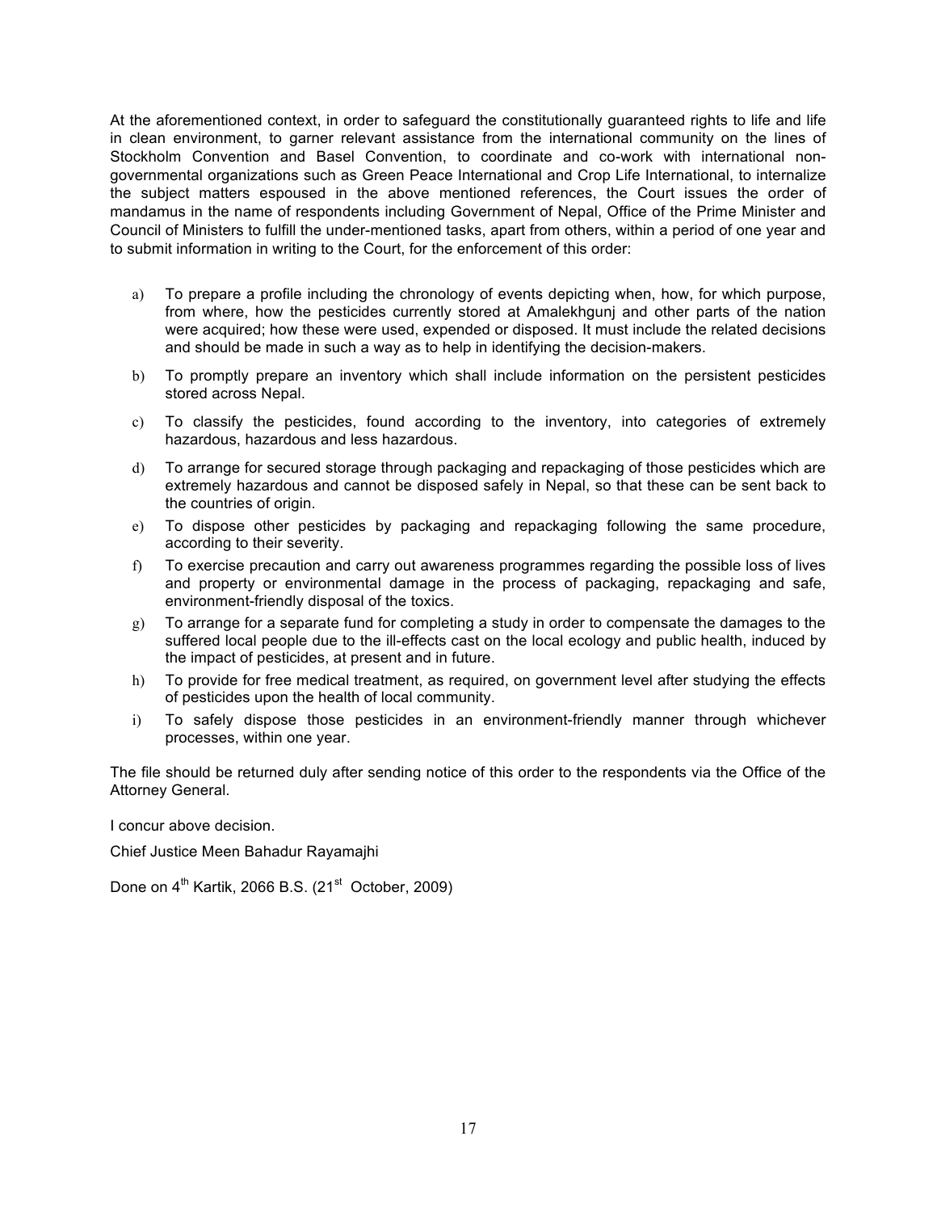At the aforementioned context, in order to safeguard the constitutionally guaranteed rights to life and life in clean environment, to garner relevant assistance from the international community on the lines of Stockholm Convention and Basel Convention, to coordinate and co-work with international non-governmental organizations such as Green Peace International and Crop Life International, to internalize the subject matters espoused in the above mentioned references, the Court issues the order of mandamus in the name of respondents including Government of Nepal, Office of the Prime Minister and Council of Ministers to fulfill the under-mentioned tasks, apart from others, within a period of one year and to submit information in writing to the Court, for the enforcement of this order:

a) To prepare a profile including the chronology of events depicting when, how, for which purpose, from where, how the pesticides currently stored at Amalekhgunj and other parts of the nation were acquired; how these were used, expended or disposed. It must include the related decisions and should be made in such a way as to help in identifying the decision-makers.

b) To promptly prepare an inventory which shall include information on the persistent pesticides stored across Nepal.

c) To classify the pesticides, found according to the inventory, into categories of extremely hazardous, hazardous and less hazardous.

d) To arrange for secured storage through packaging and repackaging of those pesticides which are extremely hazardous and cannot be disposed safely in Nepal, so that these can be sent back to the countries of origin.

e) To dispose other pesticides by packaging and repackaging following the same procedure, according to their severity.

f) To exercise precaution and carry out awareness programmes regarding the possible loss of lives and property or environmental damage in the process of packaging, repackaging and safe, environment-friendly disposal of the toxics.

g) To arrange for a separate fund for completing a study in order to compensate the damages to the suffered local people due to the ill-effects cast on the local ecology and public health, induced by the impact of pesticides, at present and in future.

h) To provide for free medical treatment, as required, on government level after studying the effects of pesticides upon the health of local community.

i) To safely dispose those pesticides in an environment-friendly manner through whichever processes, within one year.

The file should be returned duly after sending notice of this order to the respondents via the Office of the Attorney General.

I concur above decision.

Chief Justice Meen Bahadur Rayamajhi

Done on 4th Kartik, 2066 B.S. (21st October, 2009)